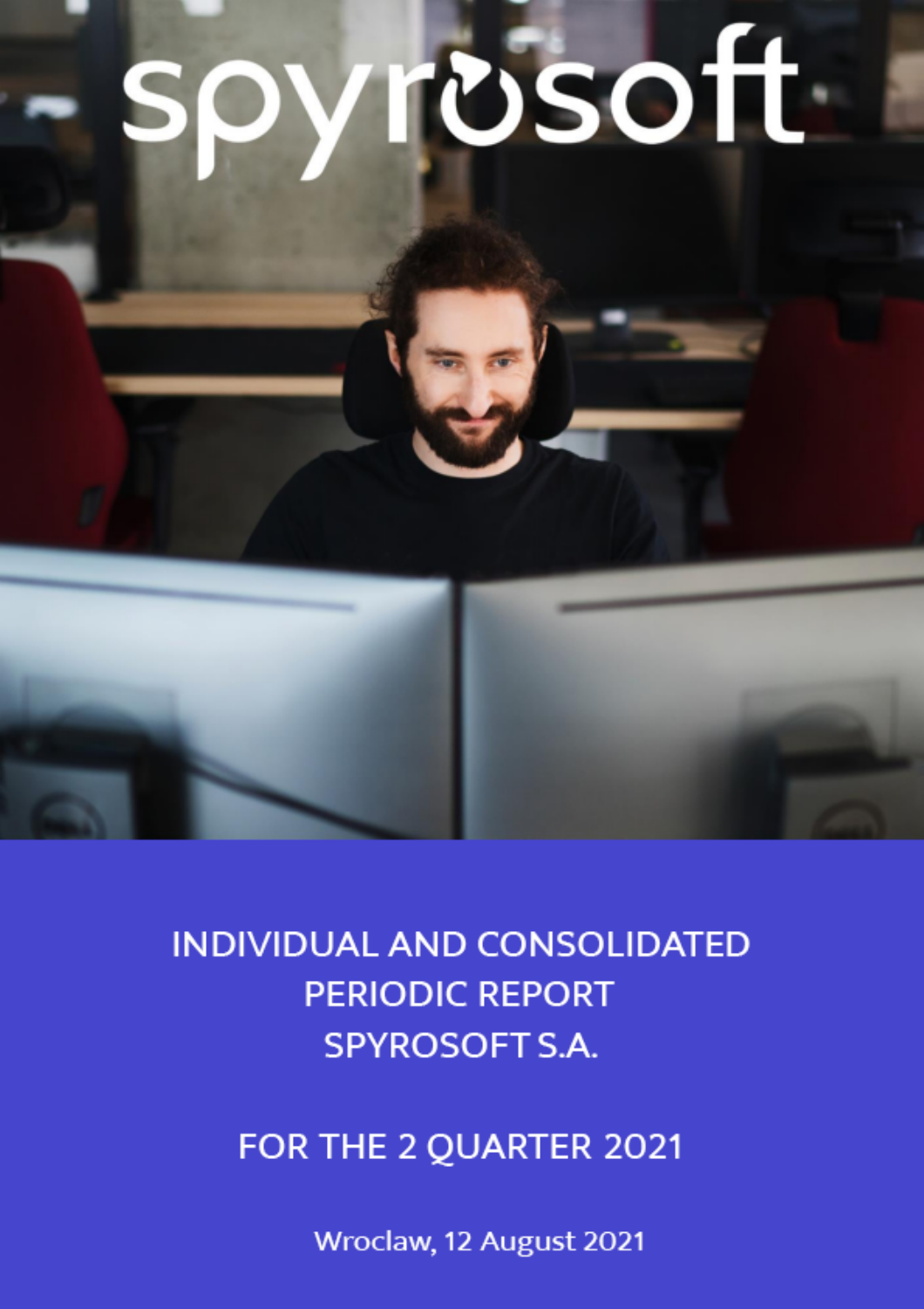spyrosoft

# INDIVIDUAL AND CONSOLIDATED PERIODIC REPORT SPYROSOFT S.A.

## FOR THE 2 QUARTER 2021

Wroclaw, 12 August 2021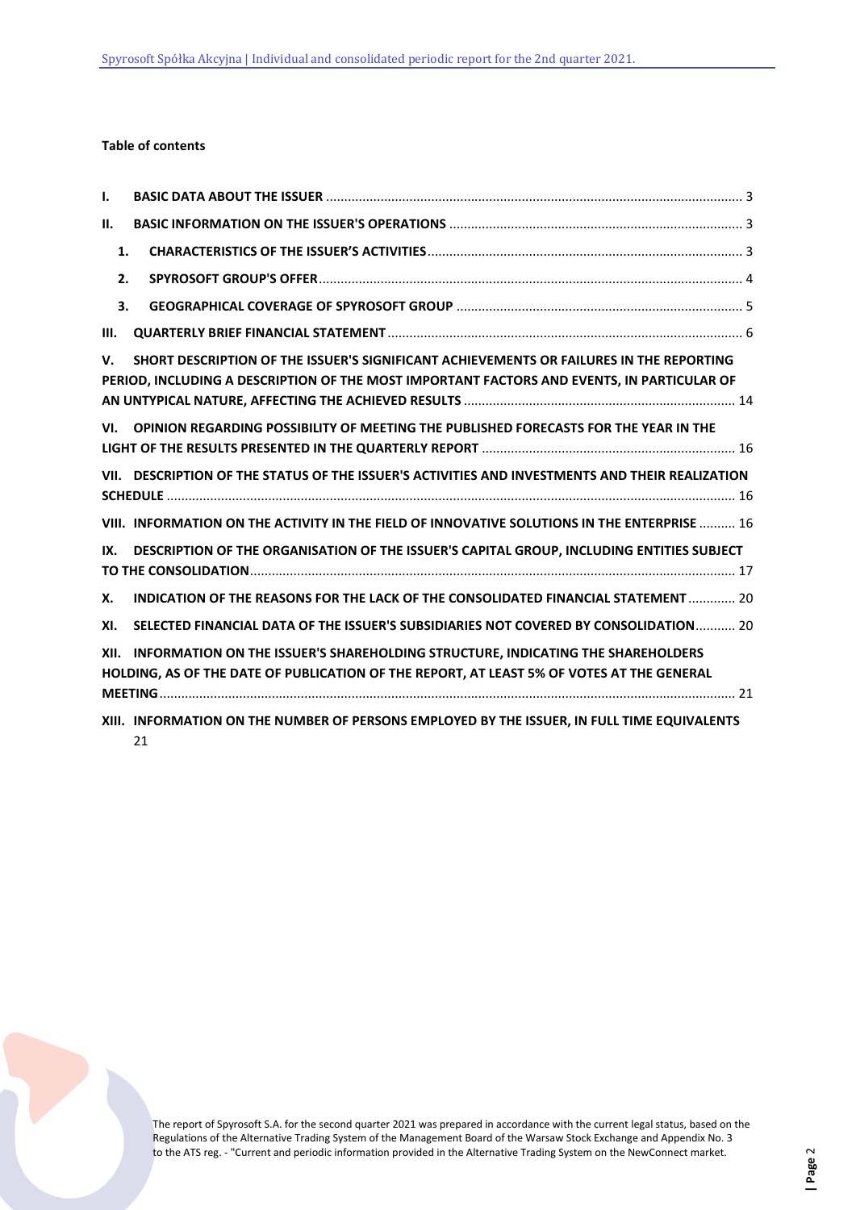**Table of contents**

I. BASIC DATA ABOUT THE ISSUER ........ 3

II. BASIC INFORMATION ON THE ISSUER'S OPERATIONS ........ 3

1. CHARACTERISTICS OF THE ISSUER'S ACTIVITIES ........ 3
2. SPYROSOFT GROUP'S OFFER ........ 4
3. GEOGRAPHICAL COVERAGE OF SPYROSOFT GROUP ........ 5

III. QUARTERLY BRIEF FINANCIAL STATEMENT ........ 6

V. SHORT DESCRIPTION OF THE ISSUER'S SIGNIFICANT ACHIEVEMENTS OR FAILURES IN THE REPORTING PERIOD, INCLUDING A DESCRIPTION OF THE MOST IMPORTANT FACTORS AND EVENTS, IN PARTICULAR OF AN UNTYPICAL NATURE, AFFECTING THE ACHIEVED RESULTS ........ 14

VI. OPINION REGARDING POSSIBILITY OF MEETING THE PUBLISHED FORECASTS FOR THE YEAR IN THE LIGHT OF THE RESULTS PRESENTED IN THE QUARTERLY REPORT ........ 16

VII. DESCRIPTION OF THE STATUS OF THE ISSUER'S ACTIVITIES AND INVESTMENTS AND THEIR REALIZATION SCHEDULE ........ 16

VIII. INFORMATION ON THE ACTIVITY IN THE FIELD OF INNOVATIVE SOLUTIONS IN THE ENTERPRISE ........ 16

IX. DESCRIPTION OF THE ORGANISATION OF THE ISSUER'S CAPITAL GROUP, INCLUDING ENTITIES SUBJECT TO THE CONSOLIDATION ........ 17

X. INDICATION OF THE REASONS FOR THE LACK OF THE CONSOLIDATED FINANCIAL STATEMENT ........ 20

XI. SELECTED FINANCIAL DATA OF THE ISSUER'S SUBSIDIARIES NOT COVERED BY CONSOLIDATION ........ 20

XII. INFORMATION ON THE ISSUER'S SHAREHOLDING STRUCTURE, INDICATING THE SHAREHOLDERS HOLDING, AS OF THE DATE OF PUBLICATION OF THE REPORT, AT LEAST 5% OF VOTES AT THE GENERAL MEETING ........ 21

XIII. INFORMATION ON THE NUMBER OF PERSONS EMPLOYED BY THE ISSUER, IN FULL TIME EQUIVALENTS 21

The report of Spyrosoft S.A. for the second quarter 2021 was prepared in accordance with the current legal status, based on the Regulations of the Alternative Trading System of the Management Board of the Warsaw Stock Exchange and Appendix No. 3 to the ATS reg. - "Current and periodic information provided in the Alternative Trading System on the NewConnect market.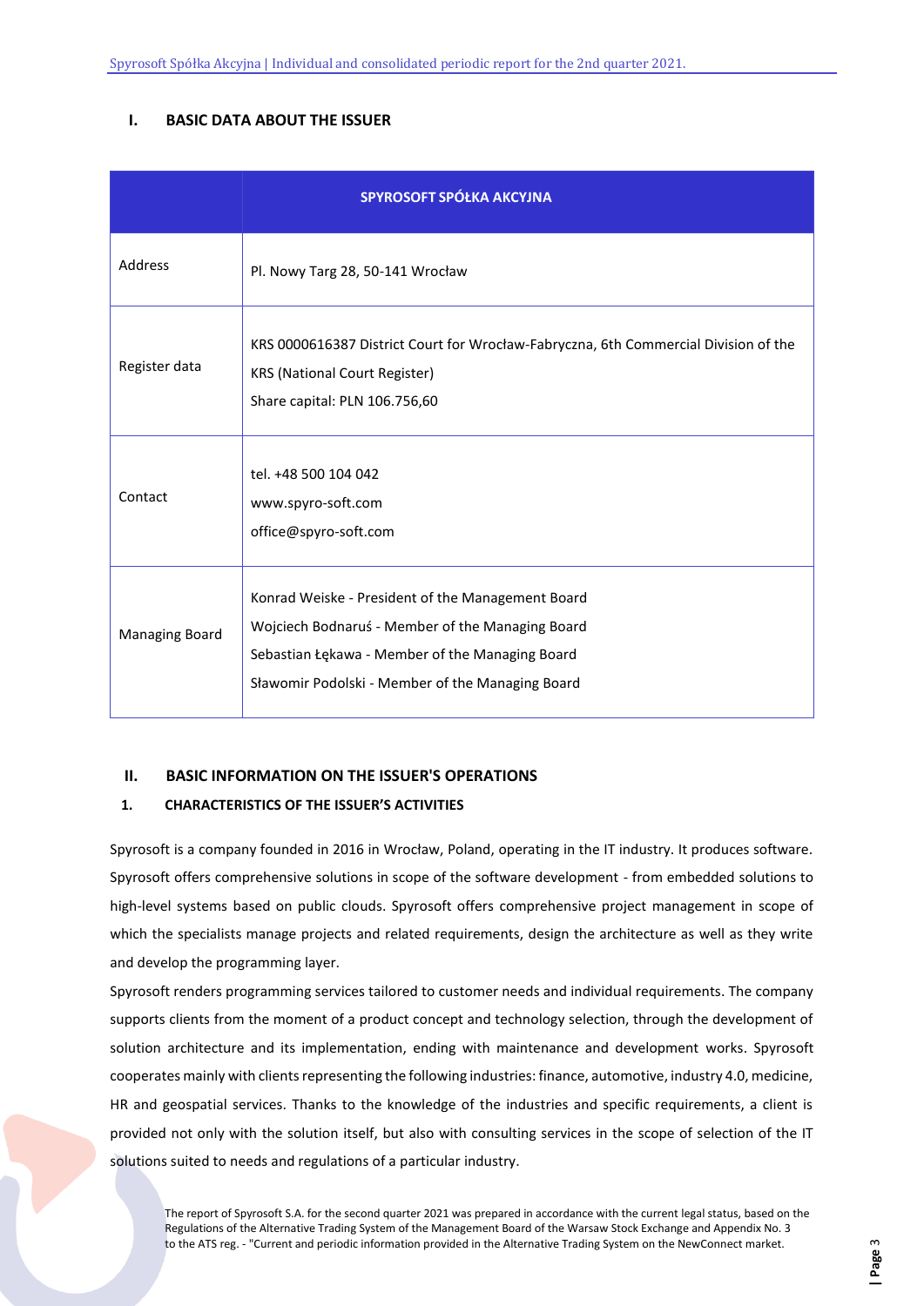## I. BASIC DATA ABOUT THE ISSUER

| | SPYROSOFT SPÓŁKA AKCYJNA |
|---|---|
| Address | Pl. Nowy Targ 28, 50-141 Wrocław |
| Register data | KRS 0000616387 District Court for Wrocław-Fabryczna, 6th Commercial Division of the KRS (National Court Register)<br>Share capital: PLN 106.756,60 |
| Contact | tel. +48 500 104 042<br>www.spyro-soft.com<br>office@spyro-soft.com |
| Managing Board | Konrad Weiske - President of the Management Board<br>Wojciech Bodnaruś - Member of the Managing Board<br>Sebastian Łękawa - Member of the Managing Board<br>Sławomir Podolski - Member of the Managing Board |

## II. BASIC INFORMATION ON THE ISSUER'S OPERATIONS

### 1. CHARACTERISTICS OF THE ISSUER'S ACTIVITIES

Spyrosoft is a company founded in 2016 in Wrocław, Poland, operating in the IT industry. It produces software. Spyrosoft offers comprehensive solutions in scope of the software development - from embedded solutions to high-level systems based on public clouds. Spyrosoft offers comprehensive project management in scope of which the specialists manage projects and related requirements, design the architecture as well as they write and develop the programming layer.

Spyrosoft renders programming services tailored to customer needs and individual requirements. The company supports clients from the moment of a product concept and technology selection, through the development of solution architecture and its implementation, ending with maintenance and development works. Spyrosoft cooperates mainly with clients representing the following industries: finance, automotive, industry 4.0, medicine, HR and geospatial services. Thanks to the knowledge of the industries and specific requirements, a client is provided not only with the solution itself, but also with consulting services in the scope of selection of the IT solutions suited to needs and regulations of a particular industry.

The report of Spyrosoft S.A. for the second quarter 2021 was prepared in accordance with the current legal status, based on the Regulations of the Alternative Trading System of the Management Board of the Warsaw Stock Exchange and Appendix No. 3 to the ATS reg. - "Current and periodic information provided in the Alternative Trading System on the NewConnect market.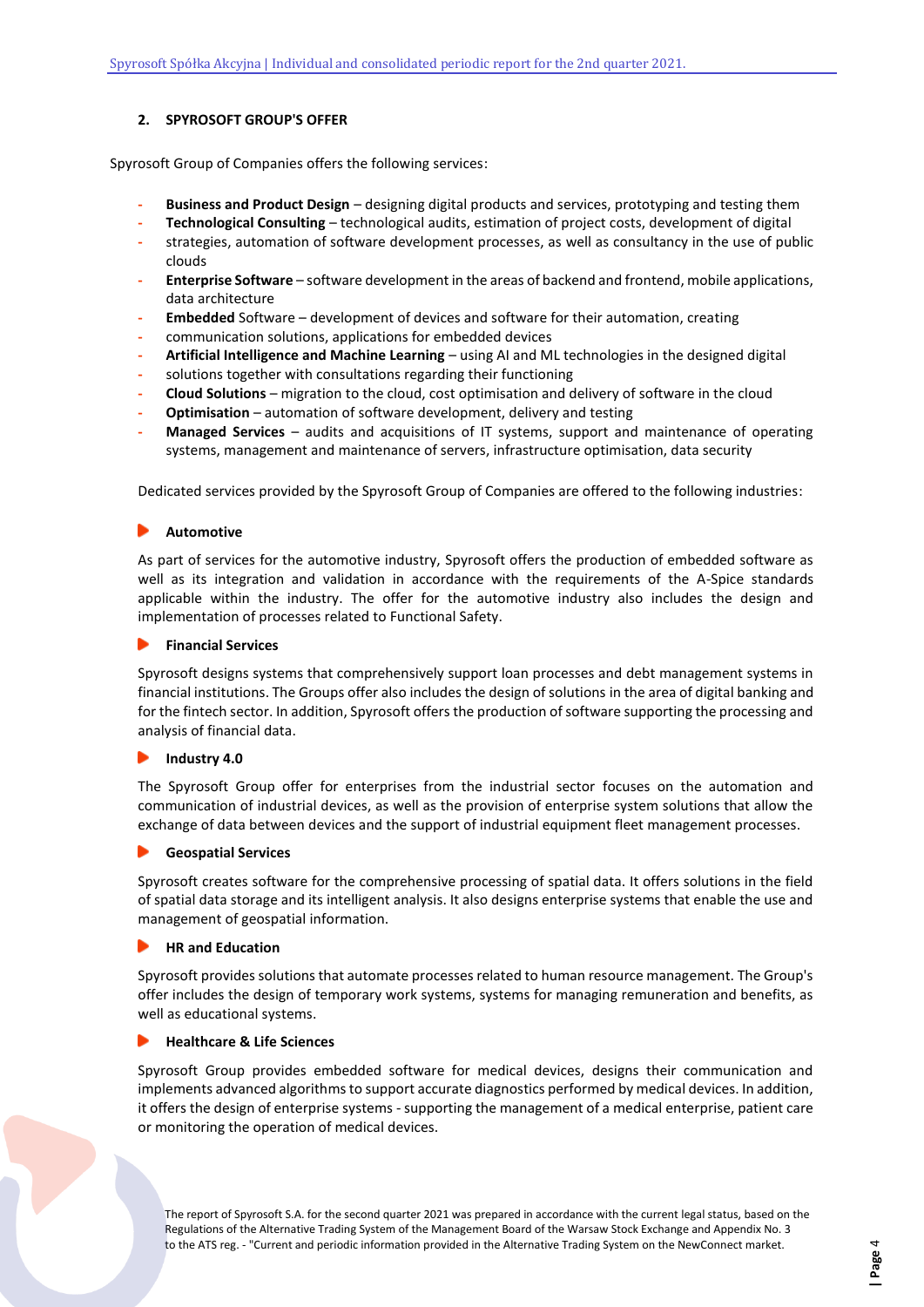## 2. SPYROSOFT GROUP'S OFFER

Spyrosoft Group of Companies offers the following services:

- **Business and Product Design** – designing digital products and services, prototyping and testing them
- **Technological Consulting** – technological audits, estimation of project costs, development of digital strategies, automation of software development processes, as well as consultancy in the use of public clouds
- **Enterprise Software** – software development in the areas of backend and frontend, mobile applications, data architecture
- **Embedded** Software – development of devices and software for their automation, creating communication solutions, applications for embedded devices
- **Artificial Intelligence and Machine Learning** – using AI and ML technologies in the designed digital solutions together with consultations regarding their functioning
- **Cloud Solutions** – migration to the cloud, cost optimisation and delivery of software in the cloud
- **Optimisation** – automation of software development, delivery and testing
- **Managed Services** – audits and acquisitions of IT systems, support and maintenance of operating systems, management and maintenance of servers, infrastructure optimisation, data security

Dedicated services provided by the Spyrosoft Group of Companies are offered to the following industries:

### Automotive

As part of services for the automotive industry, Spyrosoft offers the production of embedded software as well as its integration and validation in accordance with the requirements of the A-Spice standards applicable within the industry. The offer for the automotive industry also includes the design and implementation of processes related to Functional Safety.

### Financial Services

Spyrosoft designs systems that comprehensively support loan processes and debt management systems in financial institutions. The Groups offer also includes the design of solutions in the area of digital banking and for the fintech sector. In addition, Spyrosoft offers the production of software supporting the processing and analysis of financial data.

### Industry 4.0

The Spyrosoft Group offer for enterprises from the industrial sector focuses on the automation and communication of industrial devices, as well as the provision of enterprise system solutions that allow the exchange of data between devices and the support of industrial equipment fleet management processes.

### Geospatial Services

Spyrosoft creates software for the comprehensive processing of spatial data. It offers solutions in the field of spatial data storage and its intelligent analysis. It also designs enterprise systems that enable the use and management of geospatial information.

### HR and Education

Spyrosoft provides solutions that automate processes related to human resource management. The Group's offer includes the design of temporary work systems, systems for managing remuneration and benefits, as well as educational systems.

### Healthcare & Life Sciences

Spyrosoft Group provides embedded software for medical devices, designs their communication and implements advanced algorithms to support accurate diagnostics performed by medical devices. In addition, it offers the design of enterprise systems - supporting the management of a medical enterprise, patient care or monitoring the operation of medical devices.

The report of Spyrosoft S.A. for the second quarter 2021 was prepared in accordance with the current legal status, based on the Regulations of the Alternative Trading System of the Management Board of the Warsaw Stock Exchange and Appendix No. 3 to the ATS reg. - "Current and periodic information provided in the Alternative Trading System on the NewConnect market.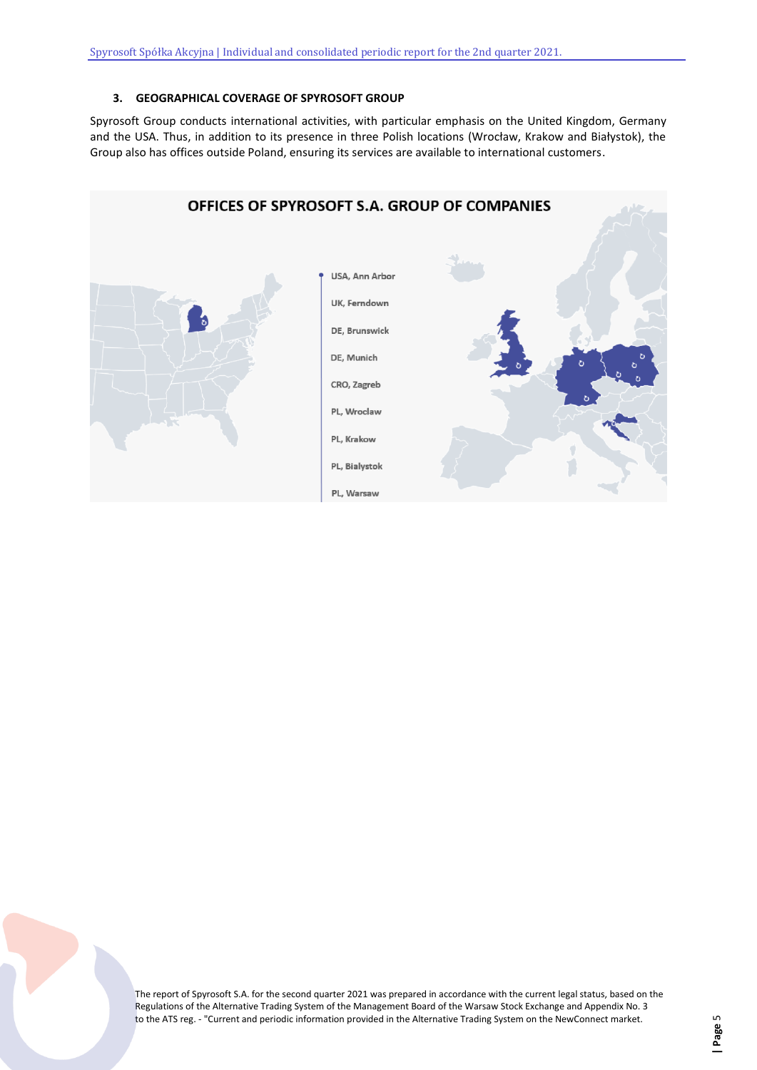### 3. GEOGRAPHICAL COVERAGE OF SPYROSOFT GROUP

Spyrosoft Group conducts international activities, with particular emphasis on the United Kingdom, Germany and the USA. Thus, in addition to its presence in three Polish locations (Wrocław, Krakow and Białystok), the Group also has offices outside Poland, ensuring its services are available to international customers.

**OFFICES OF SPYROSOFT S.A. GROUP OF COMPANIES**

- USA, Ann Arbor
- UK, Ferndown
- DE, Brunswick
- DE, Munich
- CRO, Zagreb
- PL, Wroclaw
- PL, Krakow
- PL, Bialystok
- PL, Warsaw

The report of Spyrosoft S.A. for the second quarter 2021 was prepared in accordance with the current legal status, based on the Regulations of the Alternative Trading System of the Management Board of the Warsaw Stock Exchange and Appendix No. 3 to the ATS reg. - "Current and periodic information provided in the Alternative Trading System on the NewConnect market.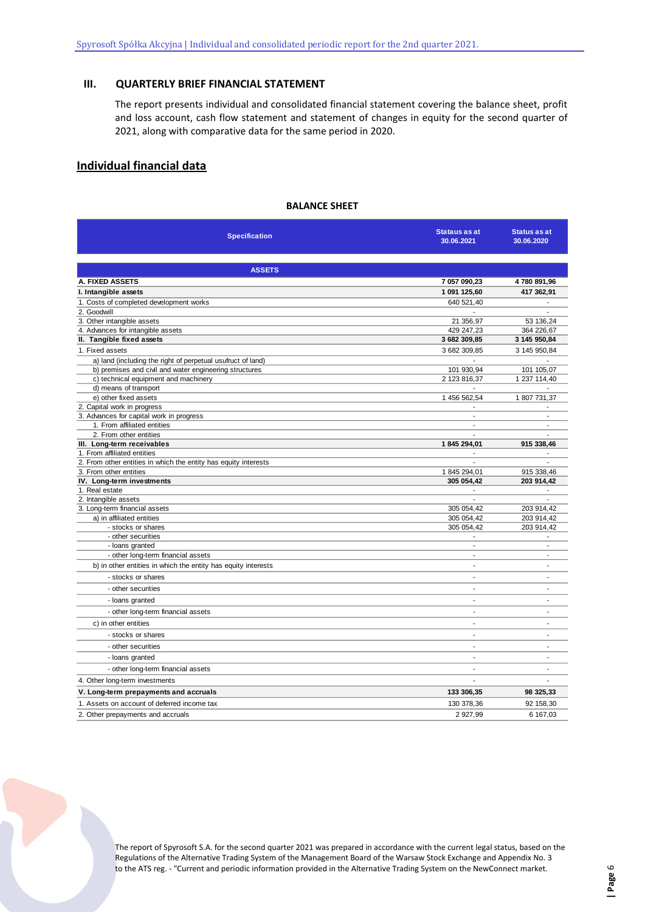## III. QUARTERLY BRIEF FINANCIAL STATEMENT

The report presents individual and consolidated financial statement covering the balance sheet, profit and loss account, cash flow statement and statement of changes in equity for the second quarter of 2021, along with comparative data for the same period in 2020.

## Individual financial data

### BALANCE SHEET

| Specification | Mataus as at 30.06.2021 | Status as at 30.06.2020 |
|---|---|---|
| **ASSETS** | | |
| **A. FIXED ASSETS** | **7 057 090,23** | **4 780 891,96** |
| **I. Intangible assets** | **1 091 125,60** | **417 362,91** |
| 1. Costs of completed development works | 640 521,40 | - |
| 2. Goodwill | - | - |
| 3. Other intangible assets | 21 356,97 | 53 136,24 |
| 4. Advances for intangible assets | 429 247,23 | 364 226,67 |
| **II. Tangible fixed assets** | **3 682 309,85** | **3 145 950,84** |
| 1. Fixed assets | 3 682 309,85 | 3 145 950,84 |
| a) land (including the right of perpetual usufruct of land) | - | - |
| b) premises and civil and water engineering structures | 101 930,94 | 101 105,07 |
| c) technical equipment and machinery | 2 123 816,37 | 1 237 114,40 |
| d) means of transport | - | - |
| e) other fixed assets | 1 456 562,54 | 1 807 731,37 |
| 2. Capital work in progress | - | - |
| 3. Advances for capital work in progress | - | - |
| 1. From affiliated entities | - | - |
| 2. From other entities | - | - |
| **III. Long-term receivables** | **1 845 294,01** | **915 338,46** |
| 1. From affiliated entities | - | - |
| 2. From other entities in which the entity has equity interests | - | - |
| 3. From other entities | 1 845 294,01 | 915 338,46 |
| **IV. Long-term investments** | **305 054,42** | **203 914,42** |
| 1. Real estate | - | - |
| 2. Intangible assets | - | - |
| 3. Long-term financial assets | 305 054,42 | 203 914,42 |
| a) in affiliated entities | 305 054,42 | 203 914,42 |
| - stocks or shares | 305 054,42 | 203 914,42 |
| - other securities | - | - |
| - loans granted | - | - |
| - other long-term financial assets | - | - |
| b) in other entities in which the entity has equity interests | - | - |
| - stocks or shares | - | - |
| - other securities | - | - |
| - loans granted | - | - |
| - other long-term financial assets | - | - |
| c) in other entities | - | - |
| - stocks or shares | - | - |
| - other securities | - | - |
| - loans granted | - | - |
| - other long-term financial assets | - | - |
| 4. Other long-term investments | - | - |
| **V. Long-term prepayments and accruals** | **133 306,35** | **98 325,33** |
| 1. Assets on account of deferred income tax | 130 378,36 | 92 158,30 |
| 2. Other prepayments and accruals | 2 927,99 | 6 167,03 |

The report of Spyrosoft S.A. for the second quarter 2021 was prepared in accordance with the current legal status, based on the Regulations of the Alternative Trading System of the Management Board of the Warsaw Stock Exchange and Appendix No. 3 to the ATS reg. - "Current and periodic information provided in the Alternative Trading System on the NewConnect market.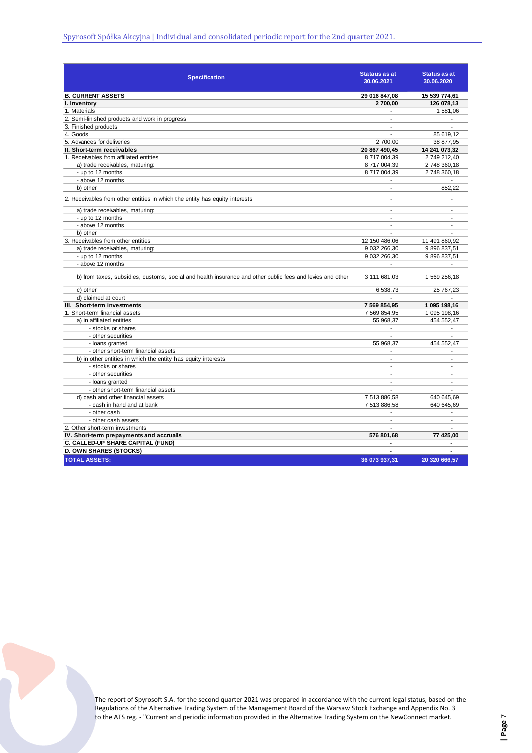| Specification | Drukuj Stataus as at 30.06.2021 | Status as at 30.06.2020 |
|---|---|---|
| **B. CURRENT ASSETS** | **29 016 847,08** | **15 539 774,61** |
| **I. Inventory** | **2 700,00** | **126 078,13** |
| 1. Materials | - | 1 581,06 |
| 2. Semi-finished products and work in progress | - | - |
| 3. Finished products | - | - |
| 4. Goods | - | 85 619,12 |
| 5. Advances for deliveries | 2 700,00 | 38 877,95 |
| **II. Short-term receivables** | **20 867 490,45** | **14 241 073,32** |
| 1. Receivables from affiliated entities | 8 717 004,39 | 2 749 212,40 |
| a) trade receivables, maturing: | 8 717 004,39 | 2 748 360,18 |
| - up to 12 months | 8 717 004,39 | 2 748 360,18 |
| - above 12 months | - | - |
| b) other | - | 852,22 |
| 2. Receivables from other entities in which the entity has equity interests | - | - |
| a) trade receivables, maturing: | - | - |
| - up to 12 months | - | - |
| - above 12 months | - | - |
| b) other | - | - |
| 3. Receivables from other entities | 12 150 486,06 | 11 491 860,92 |
| a) trade receivables, maturing: | 9 032 266,30 | 9 896 837,51 |
| - up to 12 months | 9 032 266,30 | 9 896 837,51 |
| - above 12 months | - | - |
| b) from taxes, subsidies, customs, social and health insurance and other public fees and levies and other | 3 111 681,03 | 1 569 256,18 |
| c) other | 6 538,73 | 25 767,23 |
| d) claimed at court | - | - |
| **III. Short-term investments** | **7 569 854,95** | **1 095 198,16** |
| 1. Short-term financial assets | 7 569 854,95 | 1 095 198,16 |
| a) in affiliated entities | 55 968,37 | 454 552,47 |
| - stocks or shares | - | - |
| - other securities | - | - |
| - loans granted | 55 968,37 | 454 552,47 |
| - other short-term financial assets | - | - |
| b) in other entities in which the entity has equity interests | - | - |
| - stocks or shares | - | - |
| - other securities | - | - |
| - loans granted | - | - |
| - other short-term financial assets | - | - |
| d) cash and other financial assets | 7 513 886,58 | 640 645,69 |
| - cash in hand and at bank | 7 513 886,58 | 640 645,69 |
| - other cash | - | - |
| - other cash assets | - | - |
| 2. Other short-term investments | - | - |
| **IV. Short-term prepayments and accruals** | **576 801,68** | **77 425,00** |
| **C. CALLED-UP SHARE CAPITAL (FUND)** | **-** | **-** |
| **D. OWN SHARES (STOCKS)** | **-** | **-** |
| **TOTAL ASSETS:** | **36 073 937,31** | **20 320 666,57** |

The report of Spyrosoft S.A. for the second quarter 2021 was prepared in accordance with the current legal status, based on the Regulations of the Alternative Trading System of the Management Board of the Warsaw Stock Exchange and Appendix No. 3 to the ATS reg. - "Current and periodic information provided in the Alternative Trading System on the NewConnect market.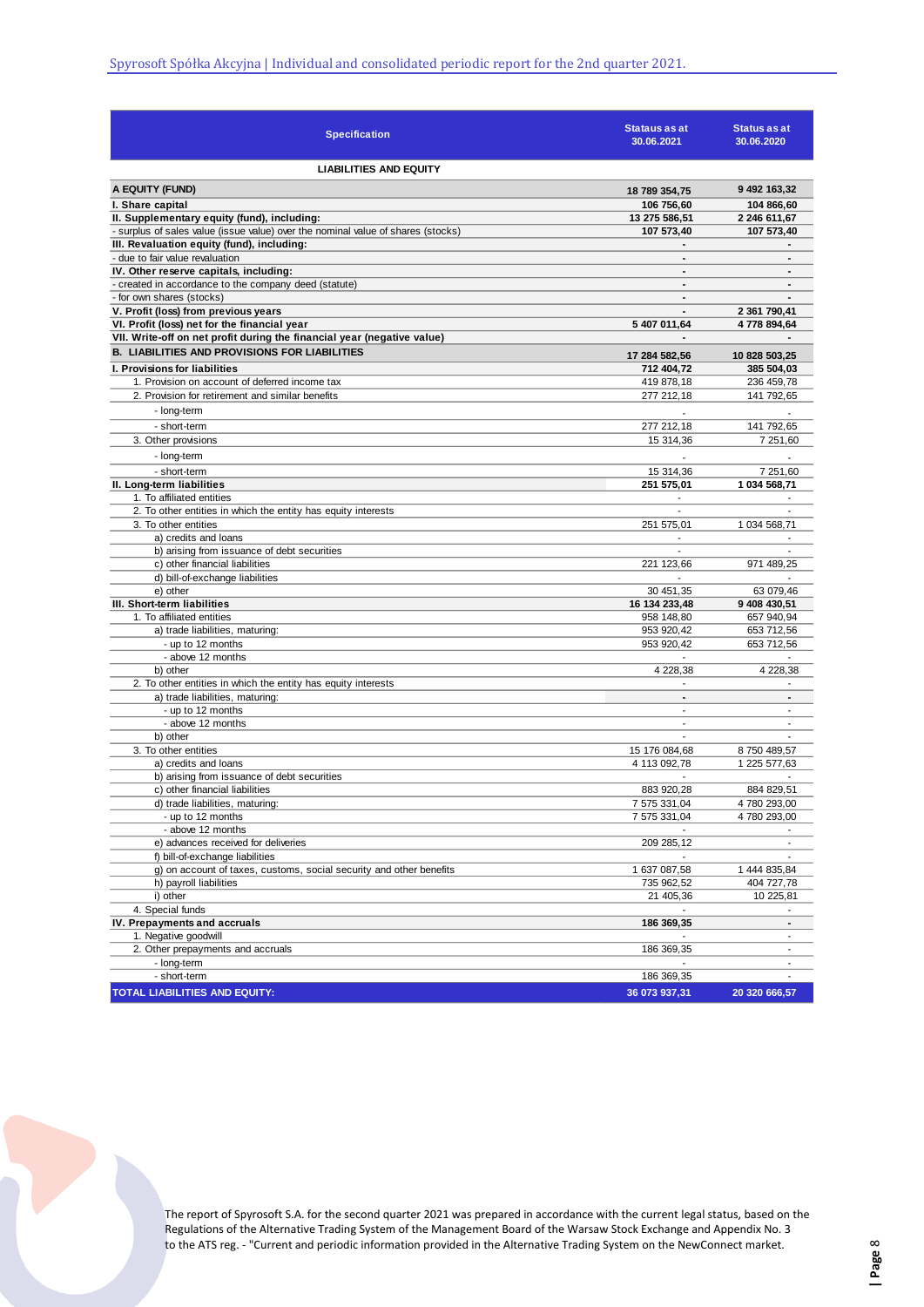| Specification | Sataus as at 30.06.2021 | Status as at 30.06.2020 |
|---|---|---|
| **LIABILITIES AND EQUITY** | | |
| **A EQUITY (FUND)** | **18 789 354,75** | **9 492 163,32** |
| **I. Share capital** | **106 756,60** | **104 866,60** |
| **II. Supplementary equity (fund), including:** | **13 275 586,51** | **2 246 611,67** |
| - surplus of sales value (issue value) over the nominal value of shares (stocks) | **107 573,40** | **107 573,40** |
| **III. Revaluation equity (fund), including:** | **-** | **-** |
| - due to fair value revaluation | **-** | **-** |
| **IV. Other reserve capitals, including:** | **-** | **-** |
| - created in accordance to the company deed (statute) | **-** | **-** |
| - for own shares (stocks) | **-** | **-** |
| **V. Profit (loss) from previous years** | **-** | **2 361 790,41** |
| **VI. Profit (loss) net for the financial year** | **5 407 011,64** | **4 778 894,64** |
| **VII. Write-off on net profit during the financial year (negative value)** | **-** | **-** |
| **B. LIABILITIES AND PROVISIONS FOR LIABILITIES** | **17 284 582,56** | **10 828 503,25** |
| **I. Provisions for liabilities** | **712 404,72** | **385 504,03** |
| 1. Provision on account of deferred income tax | 419 878,18 | 236 459,78 |
| 2. Provision for retirement and similar benefits | 277 212,18 | 141 792,65 |
| - long-term | - | - |
| - short-term | 277 212,18 | 141 792,65 |
| 3. Other provisions | 15 314,36 | 7 251,60 |
| - long-term | - | - |
| - short-term | 15 314,36 | 7 251,60 |
| **II. Long-term liabilities** | **251 575,01** | **1 034 568,71** |
| 1. To affiliated entities | - | - |
| 2. To other entities in which the entity has equity interests | - | - |
| 3. To other entities | 251 575,01 | 1 034 568,71 |
| a) credits and loans | - | - |
| b) arising from issuance of debt securities | - | - |
| c) other financial liabilities | 221 123,66 | 971 489,25 |
| d) bill-of-exchange liabilities | - | - |
| e) other | 30 451,35 | 63 079,46 |
| **III. Short-term liabilities** | **16 134 233,48** | **9 408 430,51** |
| 1. To affiliated entities | 958 148,80 | 657 940,94 |
| a) trade liabilities, maturing: | 953 920,42 | 653 712,56 |
| - up to 12 months | 953 920,42 | 653 712,56 |
| - above 12 months | - | - |
| b) other | 4 228,38 | 4 228,38 |
| 2. To other entities in which the entity has equity interests | - | - |
| a) trade liabilities, maturing: | **-** | **-** |
| - up to 12 months | - | - |
| - above 12 months | - | - |
| b) other | - | - |
| 3. To other entities | 15 176 084,68 | 8 750 489,57 |
| a) credits and loans | 4 113 092,78 | 1 225 577,63 |
| b) arising from issuance of debt securities | - | - |
| c) other financial liabilities | 883 920,28 | 884 829,51 |
| d) trade liabilities, maturing: | 7 575 331,04 | 4 780 293,00 |
| - up to 12 months | 7 575 331,04 | 4 780 293,00 |
| - above 12 months | - | - |
| e) advances received for deliveries | 209 285,12 | - |
| f) bill-of-exchange liabilities | - | - |
| g) on account of taxes, customs, social security and other benefits | 1 637 087,58 | 1 444 835,84 |
| h) payroll liabilities | 735 962,52 | 404 727,78 |
| i) other | 21 405,36 | 10 225,81 |
| 4. Special funds | - | - |
| **IV. Prepayments and accruals** | **186 369,35** | **-** |
| 1. Negative goodwill | - | - |
| 2. Other prepayments and accruals | 186 369,35 | - |
| - long-term | - | - |
| - short-term | 186 369,35 | - |
| **TOTAL LIABILITIES AND EQUITY:** | **36 073 937,31** | **20 320 666,57** |

The report of Spyrosoft S.A. for the second quarter 2021 was prepared in accordance with the current legal status, based on the Regulations of the Alternative Trading System of the Management Board of the Warsaw Stock Exchange and Appendix No. 3 to the ATS reg. - "Current and periodic information provided in the Alternative Trading System on the NewConnect market.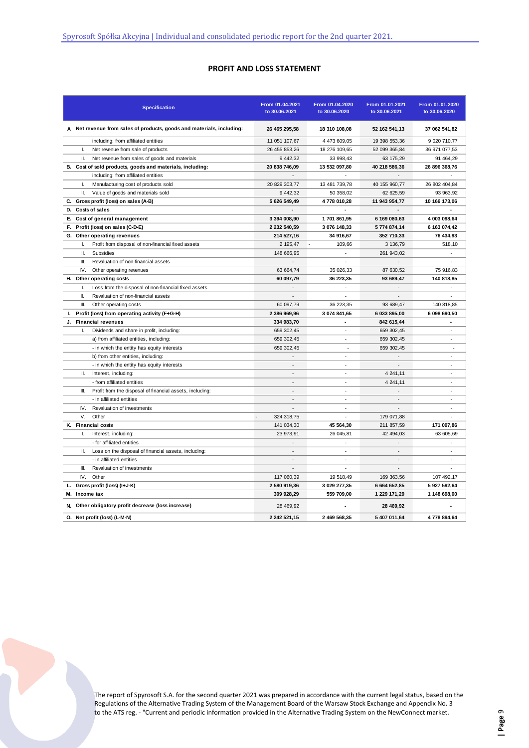## PROFIT AND LOSS STATEMENT

| | Specification | From 01.04.2021 to 30.06.2021 | From 01.04.2020 to 30.06.2020 | From 01.01.2021 to 30.06.2021 | From 01.01.2020 to 30.06.2020 |
|---|---|---|---|---|---|
| **A** | **Net revenue from sales of products, goods and materials, including:** | **26 465 295,58** | **18 310 108,08** | **52 162 541,13** | **37 062 541,82** |
| | including: from affiliated entities | 11 051 107,67 | 4 473 609,05 | 19 398 553,36 | 9 020 710,77 |
| I. | Net revenue from sale of products | 26 455 853,26 | 18 276 109,65 | 52 099 365,84 | 36 971 077,53 |
| II. | Net revenue from sales of goods and materials | 9 442,32 | 33 998,43 | 63 175,29 | 91 464,29 |
| **B.** | **Cost of sold products, goods and materials, including:** | **20 838 746,09** | **13 532 097,80** | **40 218 586,36** | **26 896 368,76** |
| | including: from affiliated entities | - | - | - | - |
| I. | Manufacturing cost of products sold | 20 829 303,77 | 13 481 739,78 | 40 155 960,77 | 26 802 404,84 |
| II. | Value of goods and materials sold | 9 442,32 | 50 358,02 | 62 625,59 | 93 963,92 |
| **C.** | **Gross profit (loss) on sales (A-B)** | **5 626 549,49** | **4 778 010,28** | **11 943 954,77** | **10 166 173,06** |
| **D.** | **Costs of sales** | **-** | **-** | **-** | **-** |
| **E.** | **Cost of general management** | **3 394 008,90** | **1 701 861,95** | **6 169 080,63** | **4 003 098,64** |
| **F.** | **Profit (loss) on sales (C-D-E)** | **2 232 540,59** | **3 076 148,33** | **5 774 874,14** | **6 163 074,42** |
| **G.** | **Other operating revenues** | **214 527,16** | **34 916,67** | **352 710,33** | **76 434,93** |
| I. | Profit from disposal of non-financial fixed assets | 2 195,47 | - 109,66 | 3 136,79 | 518,10 |
| II. | Subsidies | 148 666,95 | - | 261 943,02 | - |
| III. | Revaluation of non-financial assets | - | - | - | - |
| IV. | Other operating revenues | 63 664,74 | 35 026,33 | 87 630,52 | 75 916,83 |
| **H.** | **Other operating costs** | **60 097,79** | **36 223,35** | **93 689,47** | **140 818,85** |
| I. | Loss from the disposal of non-financial fixed assets | - | - | - | - |
| II. | Revaluation of non-financial assets | - | - | - | - |
| III. | Other operating costs | 60 097,79 | 36 223,35 | 93 689,47 | 140 818,85 |
| **I.** | **Profit (loss) from operating activity (F+G-H)** | **2 386 969,96** | **3 074 841,65** | **6 033 895,00** | **6 098 690,50** |
| **J.** | **Financial revenues** | **334 983,70** | **-** | **842 615,44** | **-** |
| I. | Dividends and share in profit, including: | 659 302,45 | - | 659 302,45 | - |
| | a) from affiliated entities, including: | 659 302,45 | - | 659 302,45 | - |
| | - in which the entity has equity interests | 659 302,45 | - | 659 302,45 | - |
| | b) from other entities, including: | - | - | - | - |
| | - in which the entity has equity interests | - | - | - | - |
| II. | Interest, including: | - | - | 4 241,11 | - |
| | - from affiliated entities | - | - | 4 241,11 | - |
| III. | Profit from the disposal of financial assets, including: | - | - | - | - |
| | - in affiliated entities | - | - | - | - |
| IV. | Revaluation of investments | - | - | - | - |
| V. | Other | - 324 318,75 | - | 179 071,88 | - |
| **K.** | **Financial costs** | 141 034,30 | **45 564,30** | 211 857,59 | **171 097,86** |
| I. | Interest, including: | 23 973,91 | 26 045,81 | 42 494,03 | 63 605,69 |
| | - for affiliated entities | - | - | - | - |
| II. | Loss on the disposal of financial assets, including: | - | - | - | - |
| | - in affiliated entities | - | - | - | - |
| III. | Revaluation of investments | - | - | - | - |
| IV. | Other | 117 060,39 | 19 518,49 | 169 363,56 | 107 492,17 |
| **L.** | **Gross profit (loss) (I+J-K)** | **2 580 919,36** | **3 029 277,35** | **6 664 652,85** | **5 927 592,64** |
| **M.** | **Income tax** | **309 928,29** | **559 709,00** | **1 229 171,29** | **1 148 698,00** |
| **N.** | **Other obligatory profit decrease (loss increase)** | 28 469,92 | **-** | **28 469,92** | **-** |
| **O.** | **Net profit (loss) (L-M-N)** | **2 242 521,15** | **2 469 568,35** | **5 407 011,64** | **4 778 894,64** |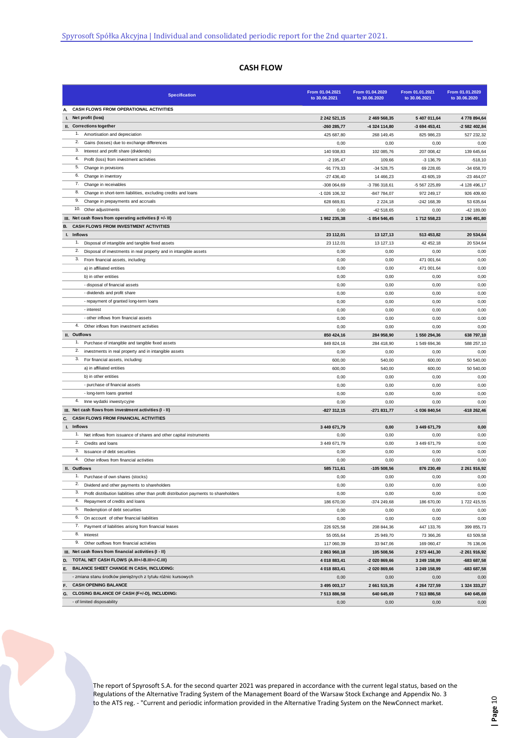## CASH FLOW

| | Specification | From 01.04.2021 to 30.06.2021 | From 01.04.2020 to 30.06.2020 | From 01.01.2021 to 30.06.2021 | From 01.01.2020 to 30.06.2020 |
|---|---|---|---|---|---|
| **A.** | **CASH FLOWS FROM OPERATIONAL ACTIVITIES** | | | | |
| **I.** | **Net profit (loss)** | **2 242 521,15** | **2 469 568,35** | **5 407 011,64** | **4 778 894,64** |
| **II.** | **Corrections together** | **-260 285,77** | **-4 324 114,80** | **-3 694 453,41** | **-2 582 402,84** |
| 1. | Amortisation and depreciation | 425 687,80 | 268 149,45 | 825 986,23 | 527 232,32 |
| 2. | Gains (losses) due to exchange differences | 0,00 | 0,00 | 0,00 | 0,00 |
| 3. | Interest and profit share (dividends) | 140 938,83 | 102 085,76 | 207 008,42 | 139 645,64 |
| 4. | Profit (loss) from investment activities | -2 195,47 | 109,66 | -3 136,79 | -518,10 |
| 5. | Change in provisions | -91 779,33 | -34 528,75 | 69 228,65 | -34 658,70 |
| 6. | Change in inventory | -27 436,40 | 14 466,23 | 43 605,19 | -23 464,07 |
| 7. | Change in receivables | -308 064,69 | -3 786 318,61 | -5 567 225,89 | -4 128 496,17 |
| 8. | Change in short-term liabilities, excluding credits and loans | -1 026 106,32 | -847 784,07 | 972 249,17 | 926 409,60 |
| 9. | Change in prepayments and accruals | 628 669,81 | 2 224,18 | -242 168,39 | 53 635,64 |
| 10. | Other adjustments | 0,00 | -42 518,65 | 0,00 | -42 189,00 |
| **III.** | **Net cash flows from operating activities (I +/- II)** | **1 982 235,38** | **-1 854 546,45** | **1 712 558,23** | **2 196 491,80** |
| **B.** | **CASH FLOWS FROM INVESTMENT ACTIVITIES** | | | | |
| **I.** | **Inflows** | **23 112,01** | **13 127,13** | **513 453,82** | **20 534,64** |
| 1. | Disposal of intangible and tangible fixed assets | 23 112,01 | 13 127,13 | 42 452,18 | 20 534,64 |
| 2. | Disposal of investments in real property and in intangible assets | 0,00 | 0,00 | 0,00 | 0,00 |
| 3. | From financial assets, including: | 0,00 | 0,00 | 471 001,64 | 0,00 |
| | a) in affiliated entities | 0,00 | 0,00 | 471 001,64 | 0,00 |
| | b) in other entities | 0,00 | 0,00 | 0,00 | 0,00 |
| | - disposal of financial assets | 0,00 | 0,00 | 0,00 | 0,00 |
| | - dividends and profit share | 0,00 | 0,00 | 0,00 | 0,00 |
| | - repayment of granted long-term loans | 0,00 | 0,00 | 0,00 | 0,00 |
| | - interest | 0,00 | 0,00 | 0,00 | 0,00 |
| | - other inflows from financial assets | 0,00 | 0,00 | 0,00 | 0,00 |
| 4. | Other inflows from investment activities | 0,00 | 0,00 | 0,00 | 0,00 |
| **II.** | **Outflows** | **850 424,16** | **284 958,90** | **1 550 294,36** | **638 797,10** |
| 1. | Purchase of intangible and tangible fixed assets | 849 824,16 | 284 418,90 | 1 549 694,36 | 588 257,10 |
| 2. | investments in real property and in intangible assets | 0,00 | 0,00 | 0,00 | 0,00 |
| 3. | For financial assets, including: | 600,00 | 540,00 | 600,00 | 50 540,00 |
| | a) in affiliated entities | 600,00 | 540,00 | 600,00 | 50 540,00 |
| | b) in other entities | 0,00 | 0,00 | 0,00 | 0,00 |
| | - purchase of financial assets | 0,00 | 0,00 | 0,00 | 0,00 |
| | - long-term loans granted | 0,00 | 0,00 | 0,00 | 0,00 |
| 4. | Inne wydatki inwestycyjne | 0,00 | 0,00 | 0,00 | 0,00 |
| **III.** | **Net cash flows from investment activities (I - II)** | **-827 312,15** | **-271 831,77** | **-1 036 840,54** | **-618 262,46** |
| **C.** | **CASH FLOWS FROM FINANCIAL ACTIVITIES** | | | | |
| **I.** | **Inflows** | **3 449 671,79** | **0,00** | **3 449 671,79** | **0,00** |
| 1. | Net inflows from issuance of shares and other capital instruments | 0,00 | 0,00 | 0,00 | 0,00 |
| 2. | Credits and loans | 3 449 671,79 | 0,00 | 3 449 671,79 | 0,00 |
| 3. | Issuance of debt securities | 0,00 | 0,00 | 0,00 | 0,00 |
| 4. | Other inflows from financial activities | 0,00 | 0,00 | 0,00 | 0,00 |
| **II.** | **Outflows** | **585 711,61** | **-105 508,56** | **876 230,49** | **2 261 916,92** |
| 1. | Purchase of own shares (stocks) | 0,00 | 0,00 | 0,00 | 0,00 |
| 2. | Dividend and other payments to shareholders | 0,00 | 0,00 | 0,00 | 0,00 |
| 3. | Profit distribution liabilities other than profit distribution payments to shareholders | 0,00 | 0,00 | 0,00 | 0,00 |
| 4. | Repayment of credits and loans | 186 670,00 | -374 249,68 | 186 670,00 | 1 722 415,55 |
| 5. | Redemption of debt securities | 0,00 | 0,00 | 0,00 | 0,00 |
| 6. | On account of other financial liabilities | 0,00 | 0,00 | 0,00 | 0,00 |
| 7. | Payment of liabilities arising from financial leases | 226 925,58 | 208 844,36 | 447 133,76 | 399 855,73 |
| 8. | Interest | 55 055,64 | 25 949,70 | 73 366,26 | 63 509,58 |
| 9. | Other outflows from financial activities | 117 060,39 | 33 947,06 | 169 060,47 | 76 136,06 |
| **III.** | **Net cash flows from financial activities (I - II)** | **2 863 960,18** | **105 508,56** | **2 573 441,30** | **-2 261 916,92** |
| **D.** | **TOTAL NET CASH FLOWS (A.III+/-B.III+/-C.III)** | **4 018 883,41** | **-2 020 869,66** | **3 249 158,99** | **-683 687,58** |
| **E.** | **BALANCE SHEET CHANGE IN CASH, INCLUDING:** | **4 018 883,41** | **-2 020 869,66** | **3 249 158,99** | **-683 687,58** |
| | - zmiana stanu środków pieniężnych z tytułu różnic kursowych | 0,00 | 0,00 | 0,00 | 0,00 |
| **F.** | **CASH OPENING BALANCE** | **3 495 003,17** | **2 661 515,35** | **4 264 727,59** | **1 324 333,27** |
| **G.** | **CLOSING BALANCE OF CASH (F+/-D), INCLUDING:** | **7 513 886,58** | **640 645,69** | **7 513 886,58** | **640 645,69** |
| | - of limited disposability | 0,00 | 0,00 | 0,00 | 0,00 |

The report of Spyrosoft S.A. for the second quarter 2021 was prepared in accordance with the current legal status, based on the Regulations of the Alternative Trading System of the Management Board of the Warsaw Stock Exchange and Appendix No. 3 to the ATS reg. - "Current and periodic information provided in the Alternative Trading System on the NewConnect market.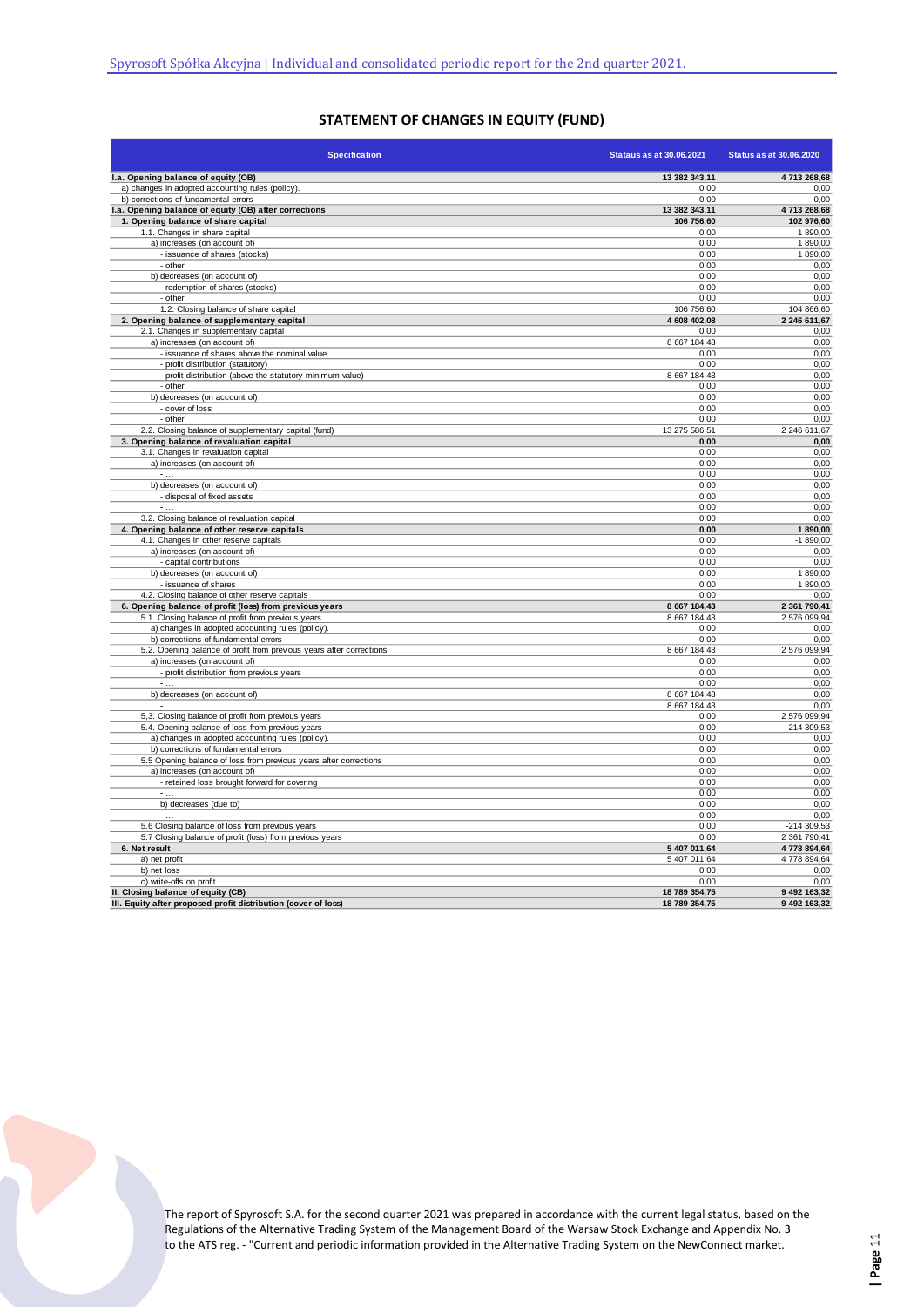## STATEMENT OF CHANGES IN EQUITY (FUND)

| Specification | Stataus as at 30.06.2021 | Status as at 30.06.2020 |
|---|---|---|
| **I.a. Opening balance of equity (OB)** | **13 382 343,11** | **4 713 268,68** |
| a) changes in adopted accounting rules (policy). | 0,00 | 0,00 |
| b) corrections of fundamental errors | 0,00 | 0,00 |
| **I.a. Opening balance of equity (OB) after corrections** | **13 382 343,11** | **4 713 268,68** |
| **1. Opening balance of share capital** | **106 756,60** | **102 976,60** |
| 1.1. Changes in share capital | 0,00 | 1 890,00 |
| a) increases (on account of) | 0,00 | 1 890,00 |
| - issuance of shares (stocks) | 0,00 | 1 890,00 |
| - other | 0,00 | 0,00 |
| b) decreases (on account of) | 0,00 | 0,00 |
| - redemption of shares (stocks) | 0,00 | 0,00 |
| - other | 0,00 | 0,00 |
| 1.2. Closing balance of share capital | 106 756,60 | 104 866,60 |
| **2. Opening balance of supplementary capital** | **4 608 402,08** | **2 246 611,67** |
| 2.1. Changes in supplementary capital | 0,00 | 0,00 |
| a) increases (on account of) | 8 667 184,43 | 0,00 |
| - issuance of shares above the nominal value | 0,00 | 0,00 |
| - profit distribution (statutory) | 0,00 | 0,00 |
| - profit distribution (above the statutory minimum value) | 8 667 184,43 | 0,00 |
| - other | 0,00 | 0,00 |
| b) decreases (on account of) | 0,00 | 0,00 |
| - cover of loss | 0,00 | 0,00 |
| - other | 0,00 | 0,00 |
| 2.2. Closing balance of supplementary capital (fund) | 13 275 586,51 | 2 246 611,67 |
| **3. Opening balance of revaluation capital** | **0,00** | **0,00** |
| 3.1. Changes in revaluation capital | 0,00 | 0,00 |
| a) increases (on account of) | 0,00 | 0,00 |
| - ... | 0,00 | 0,00 |
| b) decreases (on account of) | 0,00 | 0,00 |
| - disposal of fixed assets | 0,00 | 0,00 |
| - ... | 0,00 | 0,00 |
| 3.2. Closing balance of revaluation capital | 0,00 | 0,00 |
| **4. Opening balance of other reserve capitals** | **0,00** | **1 890,00** |
| 4.1. Changes in other reserve capitals | 0,00 | -1 890,00 |
| a) increases (on account of) | 0,00 | 0,00 |
| - capital contributions | 0,00 | 0,00 |
| b) decreases (on account of) | 0,00 | 1 890,00 |
| - issuance of shares | 0,00 | 1 890,00 |
| 4.2. Closing balance of other reserve capitals | 0,00 | 0,00 |
| **6. Opening balance of profit (loss) from previous years** | **8 667 184,43** | **2 361 790,41** |
| 5.1. Closing balance of profit from previous years | 8 667 184,43 | 2 576 099,94 |
| a) changes in adopted accounting rules (policy). | 0,00 | 0,00 |
| b) corrections of fundamental errors | 0,00 | 0,00 |
| 5.2. Opening balance of profit from previous years after corrections | 8 667 184,43 | 2 576 099,94 |
| a) increases (on account of) | 0,00 | 0,00 |
| - profit distribution from previous years | 0,00 | 0,00 |
| - ... | 0,00 | 0,00 |
| b) decreases (on account of) | 8 667 184,43 | 0,00 |
| - ... | 8 667 184,43 | 0,00 |
| 5,3. Closing balance of profit from previous years | 0,00 | 2 576 099,94 |
| 5.4. Opening balance of loss from previous years | 0,00 | -214 309,53 |
| a) changes in adopted accounting rules (policy). | 0,00 | 0,00 |
| b) corrections of fundamental errors | 0,00 | 0,00 |
| 5.5 Opening balance of loss from previous years after corrections | 0,00 | 0,00 |
| a) increases (on account of) | 0,00 | 0,00 |
| - retained loss brought forward for covering | 0,00 | 0,00 |
| - ... | 0,00 | 0,00 |
| b) decreases (due to) | 0,00 | 0,00 |
| - ... | 0,00 | 0,00 |
| 5.6 Closing balance of loss from previous years | 0,00 | -214 309,53 |
| 5.7 Closing balance of profit (loss) from previous years | 0,00 | 2 361 790,41 |
| **6. Net result** | **5 407 011,64** | **4 778 894,64** |
| a) net profit | 5 407 011,64 | 4 778 894,64 |
| b) net loss | 0,00 | 0,00 |
| c) write-offs on profit | 0,00 | 0,00 |
| **II. Closing balance of equity (CB)** | **18 789 354,75** | **9 492 163,32** |
| **III. Equity after proposed profit distribution (cover of loss)** | **18 789 354,75** | **9 492 163,32** |

The report of Spyrosoft S.A. for the second quarter 2021 was prepared in accordance with the current legal status, based on the Regulations of the Alternative Trading System of the Management Board of the Warsaw Stock Exchange and Appendix No. 3 to the ATS reg. - "Current and periodic information provided in the Alternative Trading System on the NewConnect market.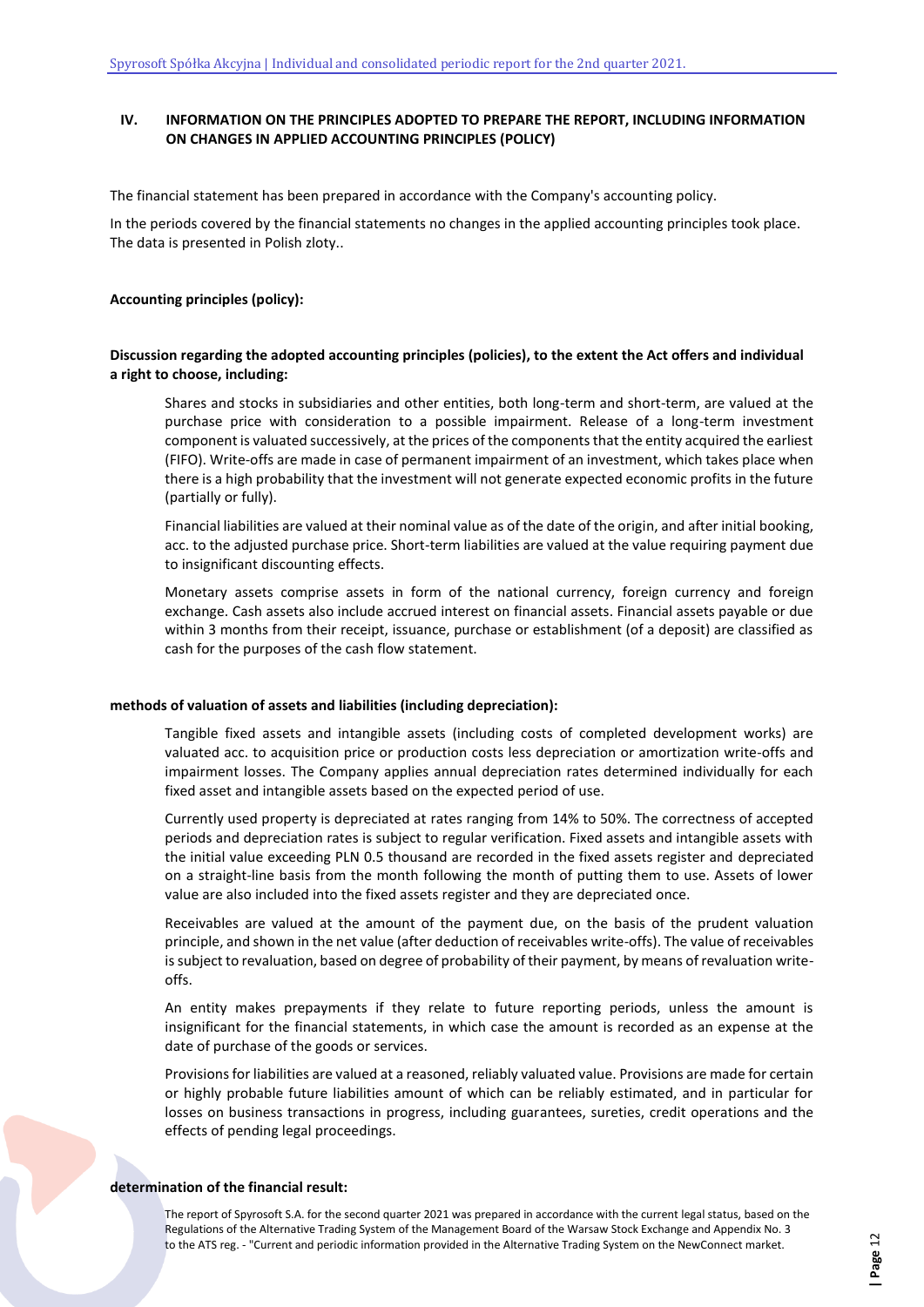## IV. INFORMATION ON THE PRINCIPLES ADOPTED TO PREPARE THE REPORT, INCLUDING INFORMATION ON CHANGES IN APPLIED ACCOUNTING PRINCIPLES (POLICY)

The financial statement has been prepared in accordance with the Company's accounting policy.

In the periods covered by the financial statements no changes in the applied accounting principles took place. The data is presented in Polish zloty..

**Accounting principles (policy):**

**Discussion regarding the adopted accounting principles (policies), to the extent the Act offers and individual a right to choose, including:**

Shares and stocks in subsidiaries and other entities, both long-term and short-term, are valued at the purchase price with consideration to a possible impairment. Release of a long-term investment component is valuated successively, at the prices of the components that the entity acquired the earliest (FIFO). Write-offs are made in case of permanent impairment of an investment, which takes place when there is a high probability that the investment will not generate expected economic profits in the future (partially or fully).

Financial liabilities are valued at their nominal value as of the date of the origin, and after initial booking, acc. to the adjusted purchase price. Short-term liabilities are valued at the value requiring payment due to insignificant discounting effects.

Monetary assets comprise assets in form of the national currency, foreign currency and foreign exchange. Cash assets also include accrued interest on financial assets. Financial assets payable or due within 3 months from their receipt, issuance, purchase or establishment (of a deposit) are classified as cash for the purposes of the cash flow statement.

**methods of valuation of assets and liabilities (including depreciation):**

Tangible fixed assets and intangible assets (including costs of completed development works) are valuated acc. to acquisition price or production costs less depreciation or amortization write-offs and impairment losses. The Company applies annual depreciation rates determined individually for each fixed asset and intangible assets based on the expected period of use.

Currently used property is depreciated at rates ranging from 14% to 50%. The correctness of accepted periods and depreciation rates is subject to regular verification. Fixed assets and intangible assets with the initial value exceeding PLN 0.5 thousand are recorded in the fixed assets register and depreciated on a straight-line basis from the month following the month of putting them to use. Assets of lower value are also included into the fixed assets register and they are depreciated once.

Receivables are valued at the amount of the payment due, on the basis of the prudent valuation principle, and shown in the net value (after deduction of receivables write-offs). The value of receivables is subject to revaluation, based on degree of probability of their payment, by means of revaluation write-offs.

An entity makes prepayments if they relate to future reporting periods, unless the amount is insignificant for the financial statements, in which case the amount is recorded as an expense at the date of purchase of the goods or services.

Provisions for liabilities are valued at a reasoned, reliably valuated value. Provisions are made for certain or highly probable future liabilities amount of which can be reliably estimated, and in particular for losses on business transactions in progress, including guarantees, sureties, credit operations and the effects of pending legal proceedings.

**determination of the financial result:**

The report of Spyrosoft S.A. for the second quarter 2021 was prepared in accordance with the current legal status, based on the Regulations of the Alternative Trading System of the Management Board of the Warsaw Stock Exchange and Appendix No. 3 to the ATS reg. - "Current and periodic information provided in the Alternative Trading System on the NewConnect market.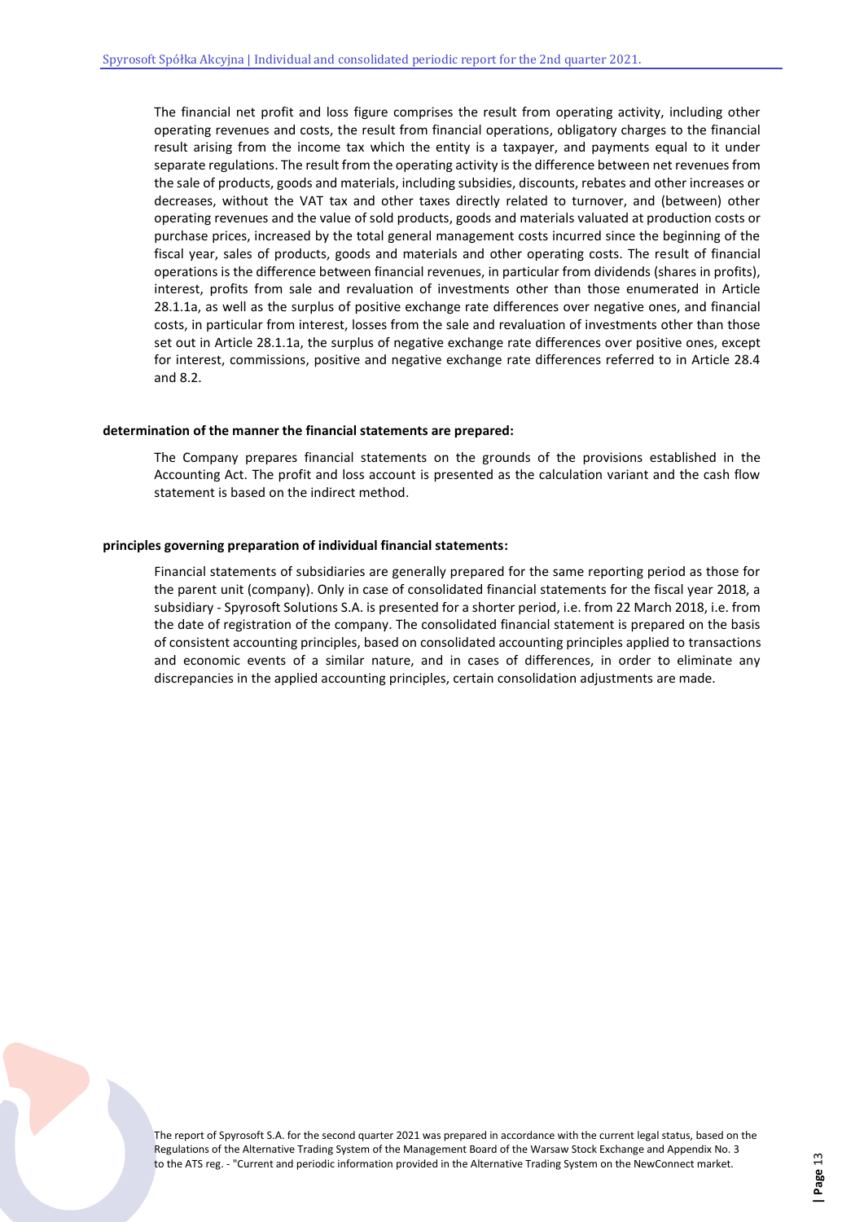The financial net profit and loss figure comprises the result from operating activity, including other operating revenues and costs, the result from financial operations, obligatory charges to the financial result arising from the income tax which the entity is a taxpayer, and payments equal to it under separate regulations. The result from the operating activity is the difference between net revenues from the sale of products, goods and materials, including subsidies, discounts, rebates and other increases or decreases, without the VAT tax and other taxes directly related to turnover, and (between) other operating revenues and the value of sold products, goods and materials valuated at production costs or purchase prices, increased by the total general management costs incurred since the beginning of the fiscal year, sales of products, goods and materials and other operating costs. The result of financial operations is the difference between financial revenues, in particular from dividends (shares in profits), interest, profits from sale and revaluation of investments other than those enumerated in Article 28.1.1a, as well as the surplus of positive exchange rate differences over negative ones, and financial costs, in particular from interest, losses from the sale and revaluation of investments other than those set out in Article 28.1.1a, the surplus of negative exchange rate differences over positive ones, except for interest, commissions, positive and negative exchange rate differences referred to in Article 28.4 and 8.2.

**determination of the manner the financial statements are prepared:**

The Company prepares financial statements on the grounds of the provisions established in the Accounting Act. The profit and loss account is presented as the calculation variant and the cash flow statement is based on the indirect method.

**principles governing preparation of individual financial statements:**

Financial statements of subsidiaries are generally prepared for the same reporting period as those for the parent unit (company). Only in case of consolidated financial statements for the fiscal year 2018, a subsidiary - Spyrosoft Solutions S.A. is presented for a shorter period, i.e. from 22 March 2018, i.e. from the date of registration of the company. The consolidated financial statement is prepared on the basis of consistent accounting principles, based on consolidated accounting principles applied to transactions and economic events of a similar nature, and in cases of differences, in order to eliminate any discrepancies in the applied accounting principles, certain consolidation adjustments are made.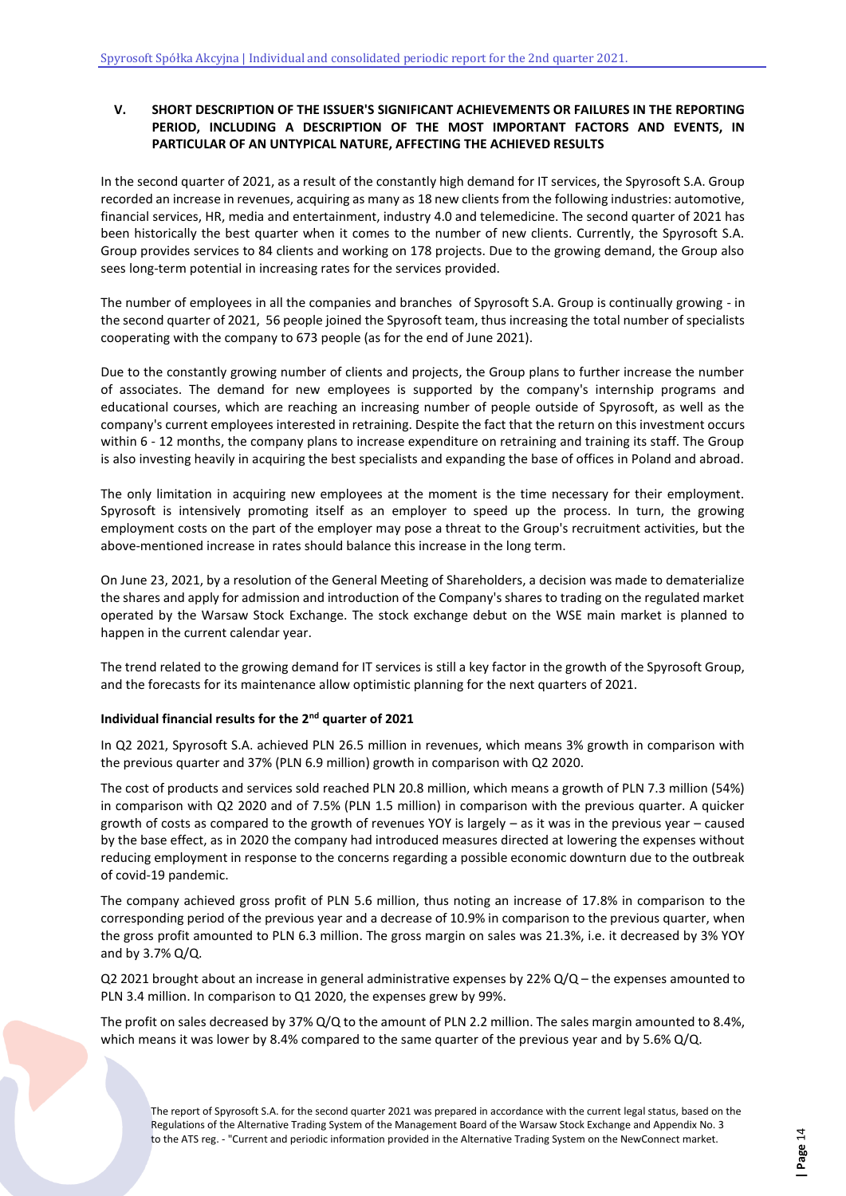## V. SHORT DESCRIPTION OF THE ISSUER'S SIGNIFICANT ACHIEVEMENTS OR FAILURES IN THE REPORTING PERIOD, INCLUDING A DESCRIPTION OF THE MOST IMPORTANT FACTORS AND EVENTS, IN PARTICULAR OF AN UNTYPICAL NATURE, AFFECTING THE ACHIEVED RESULTS

In the second quarter of 2021, as a result of the constantly high demand for IT services, the Spyrosoft S.A. Group recorded an increase in revenues, acquiring as many as 18 new clients from the following industries: automotive, financial services, HR, media and entertainment, industry 4.0 and telemedicine. The second quarter of 2021 has been historically the best quarter when it comes to the number of new clients. Currently, the Spyrosoft S.A. Group provides services to 84 clients and working on 178 projects. Due to the growing demand, the Group also sees long-term potential in increasing rates for the services provided.

The number of employees in all the companies and branches of Spyrosoft S.A. Group is continually growing - in the second quarter of 2021, 56 people joined the Spyrosoft team, thus increasing the total number of specialists cooperating with the company to 673 people (as for the end of June 2021).

Due to the constantly growing number of clients and projects, the Group plans to further increase the number of associates. The demand for new employees is supported by the company's internship programs and educational courses, which are reaching an increasing number of people outside of Spyrosoft, as well as the company's current employees interested in retraining. Despite the fact that the return on this investment occurs within 6 - 12 months, the company plans to increase expenditure on retraining and training its staff. The Group is also investing heavily in acquiring the best specialists and expanding the base of offices in Poland and abroad.

The only limitation in acquiring new employees at the moment is the time necessary for their employment. Spyrosoft is intensively promoting itself as an employer to speed up the process. In turn, the growing employment costs on the part of the employer may pose a threat to the Group's recruitment activities, but the above-mentioned increase in rates should balance this increase in the long term.

On June 23, 2021, by a resolution of the General Meeting of Shareholders, a decision was made to dematerialize the shares and apply for admission and introduction of the Company's shares to trading on the regulated market operated by the Warsaw Stock Exchange. The stock exchange debut on the WSE main market is planned to happen in the current calendar year.

The trend related to the growing demand for IT services is still a key factor in the growth of the Spyrosoft Group, and the forecasts for its maintenance allow optimistic planning for the next quarters of 2021.

**Individual financial results for the 2nd quarter of 2021**

In Q2 2021, Spyrosoft S.A. achieved PLN 26.5 million in revenues, which means 3% growth in comparison with the previous quarter and 37% (PLN 6.9 million) growth in comparison with Q2 2020.

The cost of products and services sold reached PLN 20.8 million, which means a growth of PLN 7.3 million (54%) in comparison with Q2 2020 and of 7.5% (PLN 1.5 million) in comparison with the previous quarter. A quicker growth of costs as compared to the growth of revenues YOY is largely – as it was in the previous year – caused by the base effect, as in 2020 the company had introduced measures directed at lowering the expenses without reducing employment in response to the concerns regarding a possible economic downturn due to the outbreak of covid-19 pandemic.

The company achieved gross profit of PLN 5.6 million, thus noting an increase of 17.8% in comparison to the corresponding period of the previous year and a decrease of 10.9% in comparison to the previous quarter, when the gross profit amounted to PLN 6.3 million. The gross margin on sales was 21.3%, i.e. it decreased by 3% YOY and by 3.7% Q/Q.

Q2 2021 brought about an increase in general administrative expenses by 22% Q/Q – the expenses amounted to PLN 3.4 million. In comparison to Q1 2020, the expenses grew by 99%.

The profit on sales decreased by 37% Q/Q to the amount of PLN 2.2 million. The sales margin amounted to 8.4%, which means it was lower by 8.4% compared to the same quarter of the previous year and by 5.6% Q/Q.

The report of Spyrosoft S.A. for the second quarter 2021 was prepared in accordance with the current legal status, based on the Regulations of the Alternative Trading System of the Management Board of the Warsaw Stock Exchange and Appendix No. 3 to the ATS reg. - "Current and periodic information provided in the Alternative Trading System on the NewConnect market.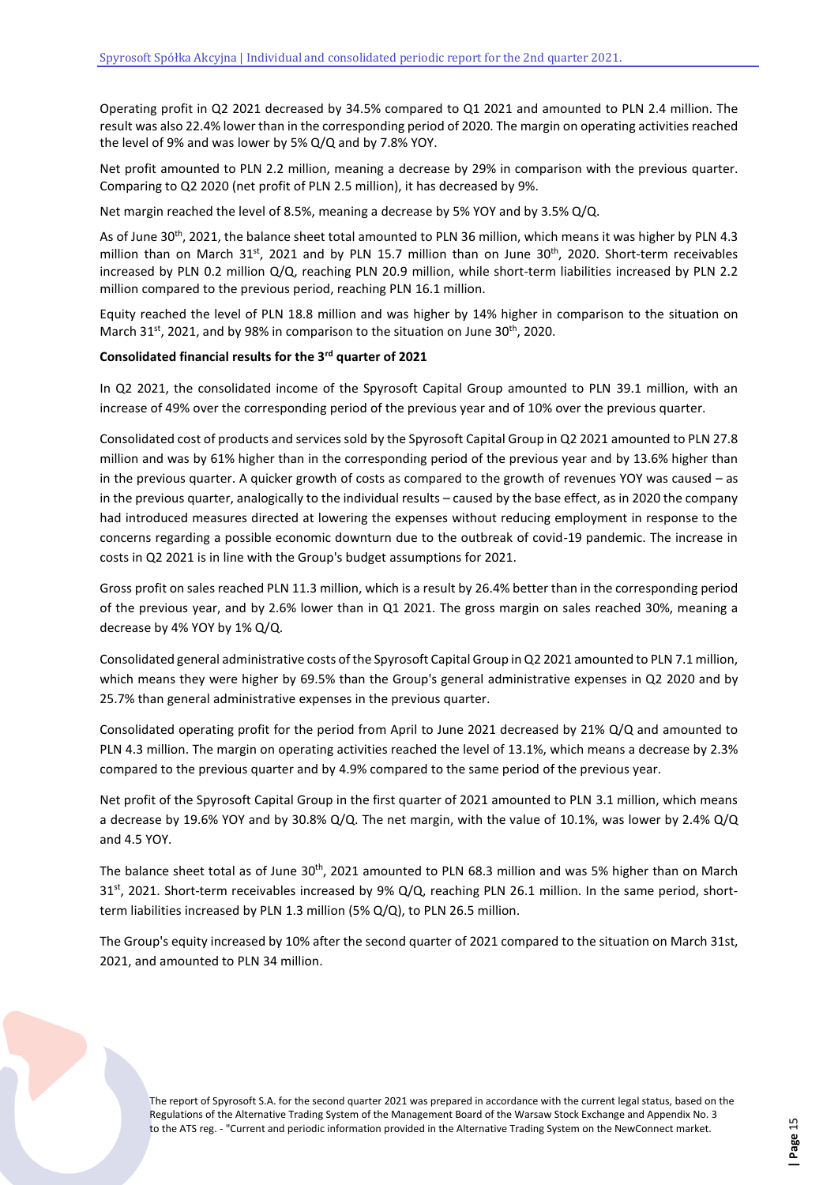Operating profit in Q2 2021 decreased by 34.5% compared to Q1 2021 and amounted to PLN 2.4 million. The result was also 22.4% lower than in the corresponding period of 2020. The margin on operating activities reached the level of 9% and was lower by 5% Q/Q and by 7.8% YOY.

Net profit amounted to PLN 2.2 million, meaning a decrease by 29% in comparison with the previous quarter. Comparing to Q2 2020 (net profit of PLN 2.5 million), it has decreased by 9%.

Net margin reached the level of 8.5%, meaning a decrease by 5% YOY and by 3.5% Q/Q.

As of June 30th, 2021, the balance sheet total amounted to PLN 36 million, which means it was higher by PLN 4.3 million than on March 31st, 2021 and by PLN 15.7 million than on June 30th, 2020. Short-term receivables increased by PLN 0.2 million Q/Q, reaching PLN 20.9 million, while short-term liabilities increased by PLN 2.2 million compared to the previous period, reaching PLN 16.1 million.

Equity reached the level of PLN 18.8 million and was higher by 14% higher in comparison to the situation on March 31st, 2021, and by 98% in comparison to the situation on June 30th, 2020.

**Consolidated financial results for the 3rd quarter of 2021**

In Q2 2021, the consolidated income of the Spyrosoft Capital Group amounted to PLN 39.1 million, with an increase of 49% over the corresponding period of the previous year and of 10% over the previous quarter.

Consolidated cost of products and services sold by the Spyrosoft Capital Group in Q2 2021 amounted to PLN 27.8 million and was by 61% higher than in the corresponding period of the previous year and by 13.6% higher than in the previous quarter. A quicker growth of costs as compared to the growth of revenues YOY was caused – as in the previous quarter, analogically to the individual results – caused by the base effect, as in 2020 the company had introduced measures directed at lowering the expenses without reducing employment in response to the concerns regarding a possible economic downturn due to the outbreak of covid-19 pandemic. The increase in costs in Q2 2021 is in line with the Group's budget assumptions for 2021.

Gross profit on sales reached PLN 11.3 million, which is a result by 26.4% better than in the corresponding period of the previous year, and by 2.6% lower than in Q1 2021. The gross margin on sales reached 30%, meaning a decrease by 4% YOY by 1% Q/Q.

Consolidated general administrative costs of the Spyrosoft Capital Group in Q2 2021 amounted to PLN 7.1 million, which means they were higher by 69.5% than the Group's general administrative expenses in Q2 2020 and by 25.7% than general administrative expenses in the previous quarter.

Consolidated operating profit for the period from April to June 2021 decreased by 21% Q/Q and amounted to PLN 4.3 million. The margin on operating activities reached the level of 13.1%, which means a decrease by 2.3% compared to the previous quarter and by 4.9% compared to the same period of the previous year.

Net profit of the Spyrosoft Capital Group in the first quarter of 2021 amounted to PLN 3.1 million, which means a decrease by 19.6% YOY and by 30.8% Q/Q. The net margin, with the value of 10.1%, was lower by 2.4% Q/Q and 4.5 YOY.

The balance sheet total as of June 30th, 2021 amounted to PLN 68.3 million and was 5% higher than on March 31st, 2021. Short-term receivables increased by 9% Q/Q, reaching PLN 26.1 million. In the same period, short-term liabilities increased by PLN 1.3 million (5% Q/Q), to PLN 26.5 million.

The Group's equity increased by 10% after the second quarter of 2021 compared to the situation on March 31st, 2021, and amounted to PLN 34 million.

The report of Spyrosoft S.A. for the second quarter 2021 was prepared in accordance with the current legal status, based on the Regulations of the Alternative Trading System of the Management Board of the Warsaw Stock Exchange and Appendix No. 3 to the ATS reg. - "Current and periodic information provided in the Alternative Trading System on the NewConnect market.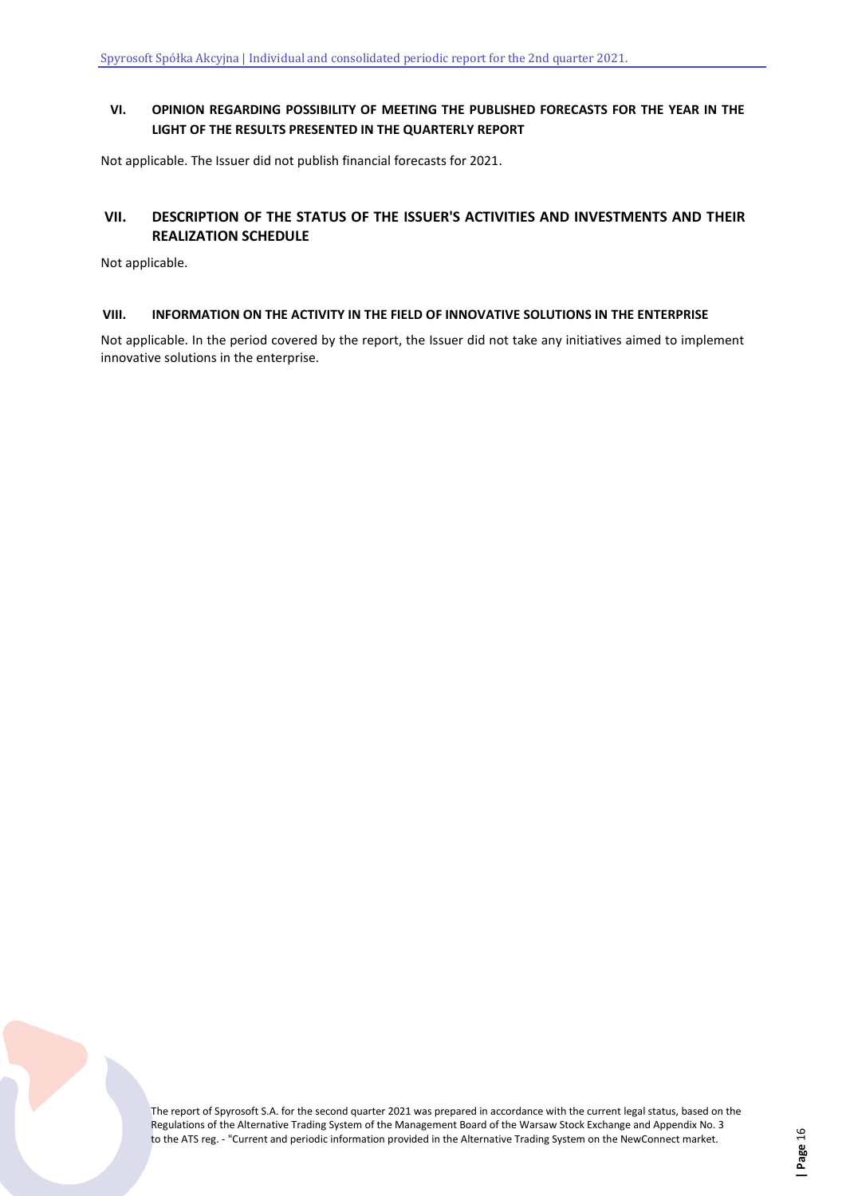## VI. OPINION REGARDING POSSIBILITY OF MEETING THE PUBLISHED FORECASTS FOR THE YEAR IN THE LIGHT OF THE RESULTS PRESENTED IN THE QUARTERLY REPORT

Not applicable. The Issuer did not publish financial forecasts for 2021.

## VII. DESCRIPTION OF THE STATUS OF THE ISSUER'S ACTIVITIES AND INVESTMENTS AND THEIR REALIZATION SCHEDULE

Not applicable.

## VIII. INFORMATION ON THE ACTIVITY IN THE FIELD OF INNOVATIVE SOLUTIONS IN THE ENTERPRISE

Not applicable. In the period covered by the report, the Issuer did not take any initiatives aimed to implement innovative solutions in the enterprise.

The report of Spyrosoft S.A. for the second quarter 2021 was prepared in accordance with the current legal status, based on the Regulations of the Alternative Trading System of the Management Board of the Warsaw Stock Exchange and Appendix No. 3 to the ATS reg. - "Current and periodic information provided in the Alternative Trading System on the NewConnect market.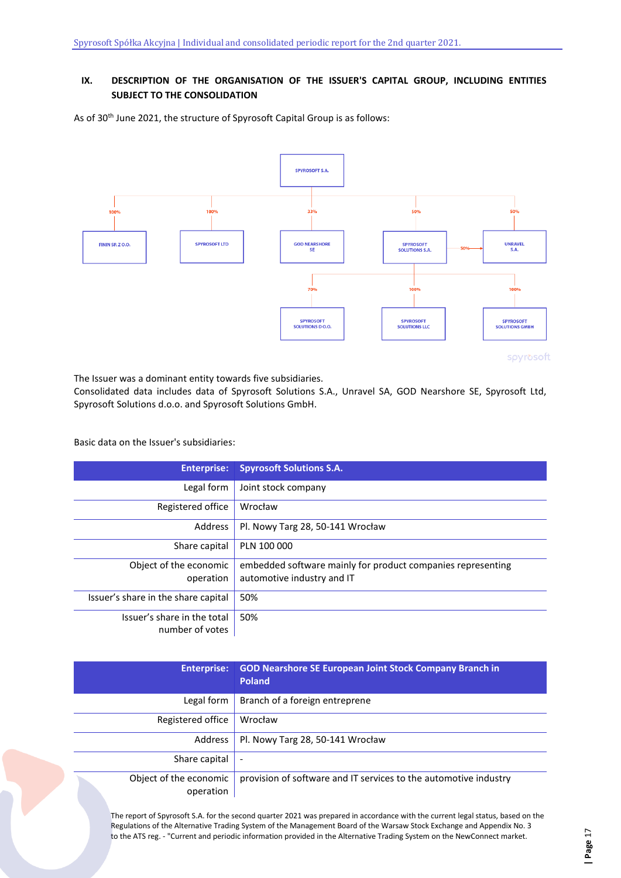## IX. DESCRIPTION OF THE ORGANISATION OF THE ISSUER'S CAPITAL GROUP, INCLUDING ENTITIES SUBJECT TO THE CONSOLIDATION

As of 30th June 2021, the structure of Spyrosoft Capital Group is as follows:

- SPYROSOFT S.A.
  - 100% – FININ SP. Z O.O.
  - 100% – SPYROSOFT LTD
  - 33% – GOD NEARSHORE SE
  - 50% – SPYROSOFT SOLUTIONS S.A.
    - 50% – UNRAVEL S.A.
    - 70% – SPYROSOFT SOLUTIONS D.O.O.
    - 100% – SPYROSOFT SOLUTIONS LLC
    - 100% – SPYROSOFT SOLUTIONS GMBH
  - 50% – UNRAVEL S.A.

The Issuer was a dominant entity towards five subsidiaries.
Consolidated data includes data of Spyrosoft Solutions S.A., Unravel SA, GOD Nearshore SE, Spyrosoft Ltd, Spyrosoft Solutions d.o.o. and Spyrosoft Solutions GmbH.

Basic data on the Issuer's subsidiaries:

| Enterprise: | Spyrosoft Solutions S.A. |
|---|---|
| Legal form | Joint stock company |
| Registered office | Wrocław |
| Address | Pl. Nowy Targ 28, 50-141 Wrocław |
| Share capital | PLN 100 000 |
| Object of the economic operation | embedded software mainly for product companies representing automotive industry and IT |
| Issuer's share in the share capital | 50% |
| Issuer's share in the total number of votes | 50% |

| Enterprise: | GOD Nearshore SE European Joint Stock Company Branch in Poland |
|---|---|
| Legal form | Branch of a foreign entreprene |
| Registered office | Wrocław |
| Address | Pl. Nowy Targ 28, 50-141 Wrocław |
| Share capital | - |
| Object of the economic operation | provision of software and IT services to the automotive industry |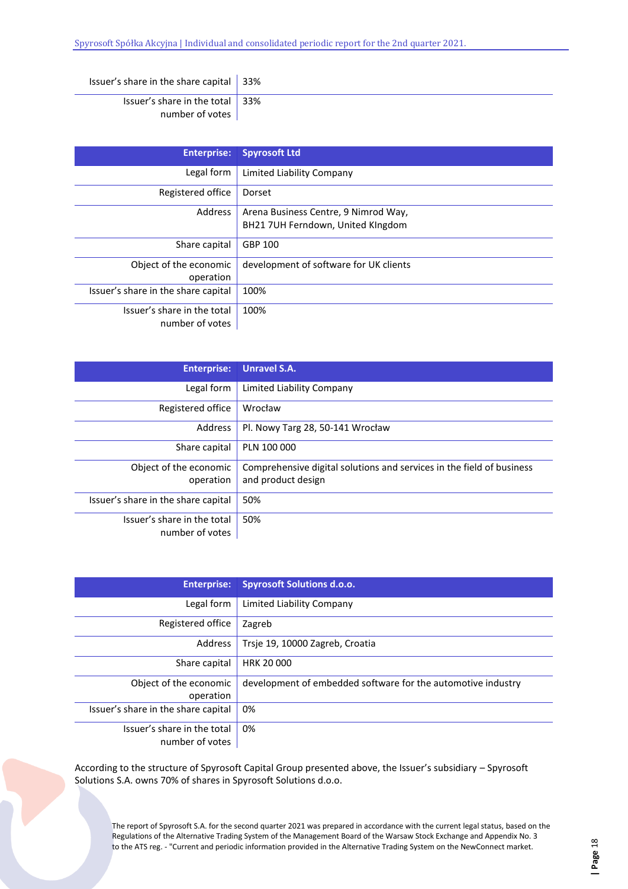| | |
|---|---|
| Issuer's share in the share capital | 33% |
| Issuer's share in the total number of votes | 33% |

| Enterprise: | Spyrosoft Ltd |
|---|---|
| Legal form | Limited Liability Company |
| Registered office | Dorset |
| Address | Arena Business Centre, 9 Nimrod Way, BH21 7UH Ferndown, United KIngdom |
| Share capital | GBP 100 |
| Object of the economic operation | development of software for UK clients |
| Issuer's share in the share capital | 100% |
| Issuer's share in the total number of votes | 100% |

| Enterprise: | Unravel S.A. |
|---|---|
| Legal form | Limited Liability Company |
| Registered office | Wrocław |
| Address | Pl. Nowy Targ 28, 50-141 Wrocław |
| Share capital | PLN 100 000 |
| Object of the economic operation | Comprehensive digital solutions and services in the field of business and product design |
| Issuer's share in the share capital | 50% |
| Issuer's share in the total number of votes | 50% |

| Enterprise: | Spyrosoft Solutions d.o.o. |
|---|---|
| Legal form | Limited Liability Company |
| Registered office | Zagreb |
| Address | Trsje 19, 10000 Zagreb, Croatia |
| Share capital | HRK 20 000 |
| Object of the economic operation | development of embedded software for the automotive industry |
| Issuer's share in the share capital | 0% |
| Issuer's share in the total number of votes | 0% |

According to the structure of Spyrosoft Capital Group presented above, the Issuer's subsidiary – Spyrosoft Solutions S.A. owns 70% of shares in Spyrosoft Solutions d.o.o.

The report of Spyrosoft S.A. for the second quarter 2021 was prepared in accordance with the current legal status, based on the Regulations of the Alternative Trading System of the Management Board of the Warsaw Stock Exchange and Appendix No. 3 to the ATS reg. - "Current and periodic information provided in the Alternative Trading System on the NewConnect market.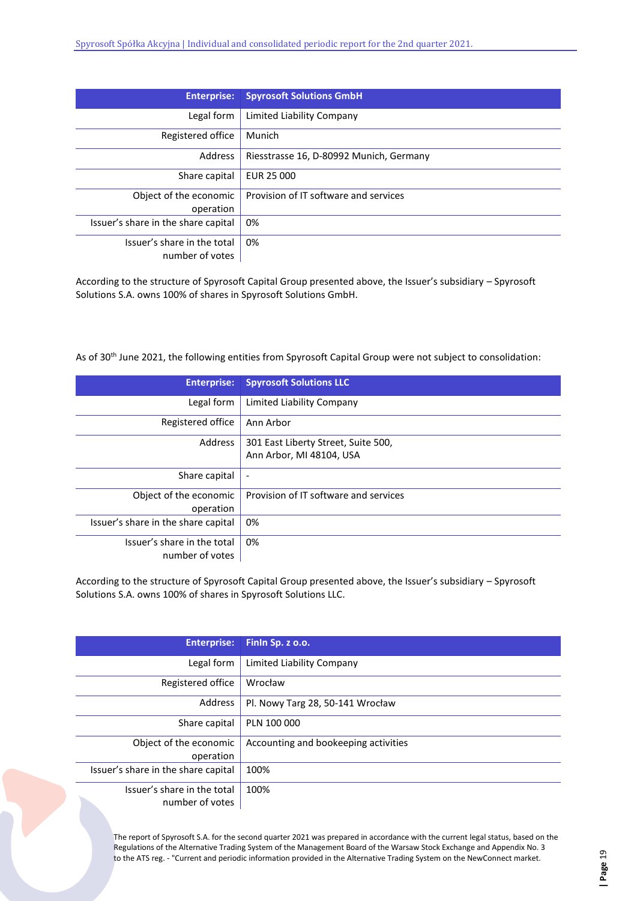| Enterprise: | Spyrosoft Solutions GmbH |
|---|---|
| Legal form | Limited Liability Company |
| Registered office | Munich |
| Address | Riesstrasse 16, D-80992 Munich, Germany |
| Share capital | EUR 25 000 |
| Object of the economic operation | Provision of IT software and services |
| Issuer's share in the share capital | 0% |
| Issuer's share in the total number of votes | 0% |

According to the structure of Spyrosoft Capital Group presented above, the Issuer's subsidiary – Spyrosoft Solutions S.A. owns 100% of shares in Spyrosoft Solutions GmbH.

As of 30th June 2021, the following entities from Spyrosoft Capital Group were not subject to consolidation:

| Enterprise: | Spyrosoft Solutions LLC |
|---|---|
| Legal form | Limited Liability Company |
| Registered office | Ann Arbor |
| Address | 301 East Liberty Street, Suite 500, Ann Arbor, MI 48104, USA |
| Share capital | - |
| Object of the economic operation | Provision of IT software and services |
| Issuer's share in the share capital | 0% |
| Issuer's share in the total number of votes | 0% |

According to the structure of Spyrosoft Capital Group presented above, the Issuer's subsidiary – Spyrosoft Solutions S.A. owns 100% of shares in Spyrosoft Solutions LLC.

| Enterprise: | FinIn Sp. z o.o. |
|---|---|
| Legal form | Limited Liability Company |
| Registered office | Wrocław |
| Address | Pl. Nowy Targ 28, 50-141 Wrocław |
| Share capital | PLN 100 000 |
| Object of the economic operation | Accounting and bookeeping activities |
| Issuer's share in the share capital | 100% |
| Issuer's share in the total number of votes | 100% |

The report of Spyrosoft S.A. for the second quarter 2021 was prepared in accordance with the current legal status, based on the Regulations of the Alternative Trading System of the Management Board of the Warsaw Stock Exchange and Appendix No. 3 to the ATS reg. - "Current and periodic information provided in the Alternative Trading System on the NewConnect market.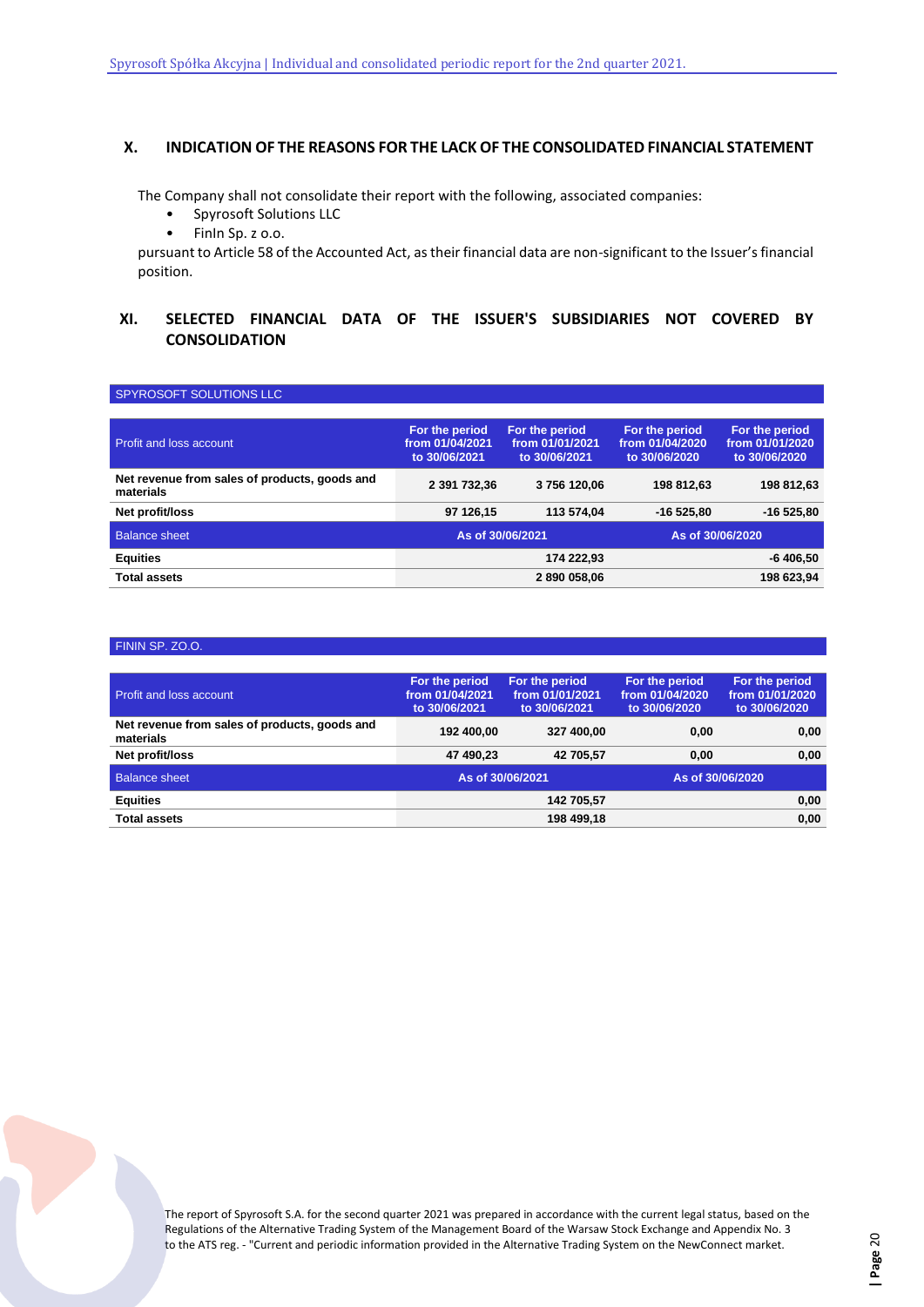## X. INDICATION OF THE REASONS FOR THE LACK OF THE CONSOLIDATED FINANCIAL STATEMENT

The Company shall not consolidate their report with the following, associated companies:

- Spyrosoft Solutions LLC
- FinIn Sp. z o.o.

pursuant to Article 58 of the Accounted Act, as their financial data are non-significant to the Issuer's financial position.

## XI. SELECTED FINANCIAL DATA OF THE ISSUER'S SUBSIDIARIES NOT COVERED BY CONSOLIDATION

SPYROSOFT SOLUTIONS LLC

| Profit and loss account | For the period from 01/04/2021 to 30/06/2021 | For the period from 01/01/2021 to 30/06/2021 | For the period from 01/04/2020 to 30/06/2020 | For the period from 01/01/2020 to 30/06/2020 |
|---|---|---|---|---|
| **Net revenue from sales of products, goods and materials** | 2 391 732,36 | 3 756 120,06 | 198 812,63 | 198 812,63 |
| **Net profit/loss** | 97 126,15 | 113 574,04 | -16 525,80 | -16 525,80 |
| Balance sheet | As of 30/06/2021 | | As of 30/06/2020 | |
| **Equities** | | 174 222,93 | | -6 406,50 |
| **Total assets** | | 2 890 058,06 | | 198 623,94 |

FININ SP. ZO.O.

| Profit and loss account | For the period from 01/04/2021 to 30/06/2021 | For the period from 01/01/2021 to 30/06/2021 | For the period from 01/04/2020 to 30/06/2020 | For the period from 01/01/2020 to 30/06/2020 |
|---|---|---|---|---|
| **Net revenue from sales of products, goods and materials** | 192 400,00 | 327 400,00 | 0,00 | 0,00 |
| **Net profit/loss** | 47 490,23 | 42 705,57 | 0,00 | 0,00 |
| Balance sheet | As of 30/06/2021 | | As of 30/06/2020 | |
| **Equities** | | 142 705,57 | | 0,00 |
| **Total assets** | | 198 499,18 | | 0,00 |

The report of Spyrosoft S.A. for the second quarter 2021 was prepared in accordance with the current legal status, based on the Regulations of the Alternative Trading System of the Management Board of the Warsaw Stock Exchange and Appendix No. 3 to the ATS reg. - "Current and periodic information provided in the Alternative Trading System on the NewConnect market.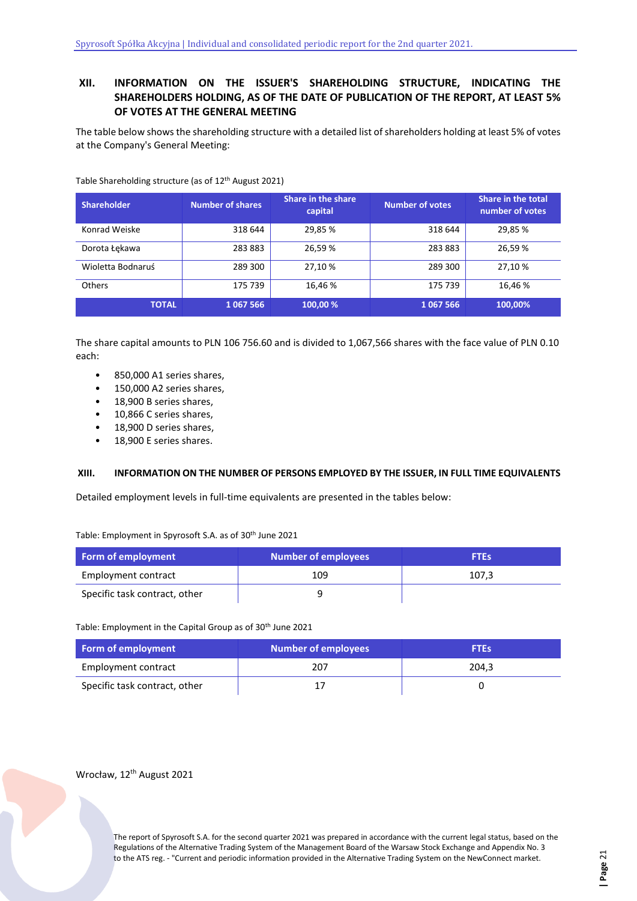## XII. INFORMATION ON THE ISSUER'S SHAREHOLDING STRUCTURE, INDICATING THE SHAREHOLDERS HOLDING, AS OF THE DATE OF PUBLICATION OF THE REPORT, AT LEAST 5% OF VOTES AT THE GENERAL MEETING

The table below shows the shareholding structure with a detailed list of shareholders holding at least 5% of votes at the Company's General Meeting:

Table Shareholding structure (as of 12th August 2021)

| Shareholder | Number of shares | Share in the share capital | Number of votes | Share in the total number of votes |
|---|---|---|---|---|
| Konrad Weiske | 318 644 | 29,85 % | 318 644 | 29,85 % |
| Dorota Łękawa | 283 883 | 26,59 % | 283 883 | 26,59 % |
| Wioletta Bodnaruś | 289 300 | 27,10 % | 289 300 | 27,10 % |
| Others | 175 739 | 16,46 % | 175 739 | 16,46 % |
| **TOTAL** | **1 067 566** | **100,00 %** | **1 067 566** | **100,00%** |

The share capital amounts to PLN 106 756.60 and is divided to 1,067,566 shares with the face value of PLN 0.10 each:

- 850,000 A1 series shares,
- 150,000 A2 series shares,
- 18,900 B series shares,
- 10,866 C series shares,
- 18,900 D series shares,
- 18,900 E series shares.

## XIII. INFORMATION ON THE NUMBER OF PERSONS EMPLOYED BY THE ISSUER, IN FULL TIME EQUIVALENTS

Detailed employment levels in full-time equivalents are presented in the tables below:

Table: Employment in Spyrosoft S.A. as of 30th June 2021

| Form of employment | Number of employees | FTEs |
|---|---|---|
| Employment contract | 109 | 107,3 |
| Specific task contract, other | 9 | |

Table: Employment in the Capital Group as of 30th June 2021

| Form of employment | Number of employees | FTEs |
|---|---|---|
| Employment contract | 207 | 204,3 |
| Specific task contract, other | 17 | 0 |

Wrocław, 12th August 2021

The report of Spyrosoft S.A. for the second quarter 2021 was prepared in accordance with the current legal status, based on the Regulations of the Alternative Trading System of the Management Board of the Warsaw Stock Exchange and Appendix No. 3 to the ATS reg. - "Current and periodic information provided in the Alternative Trading System on the NewConnect market.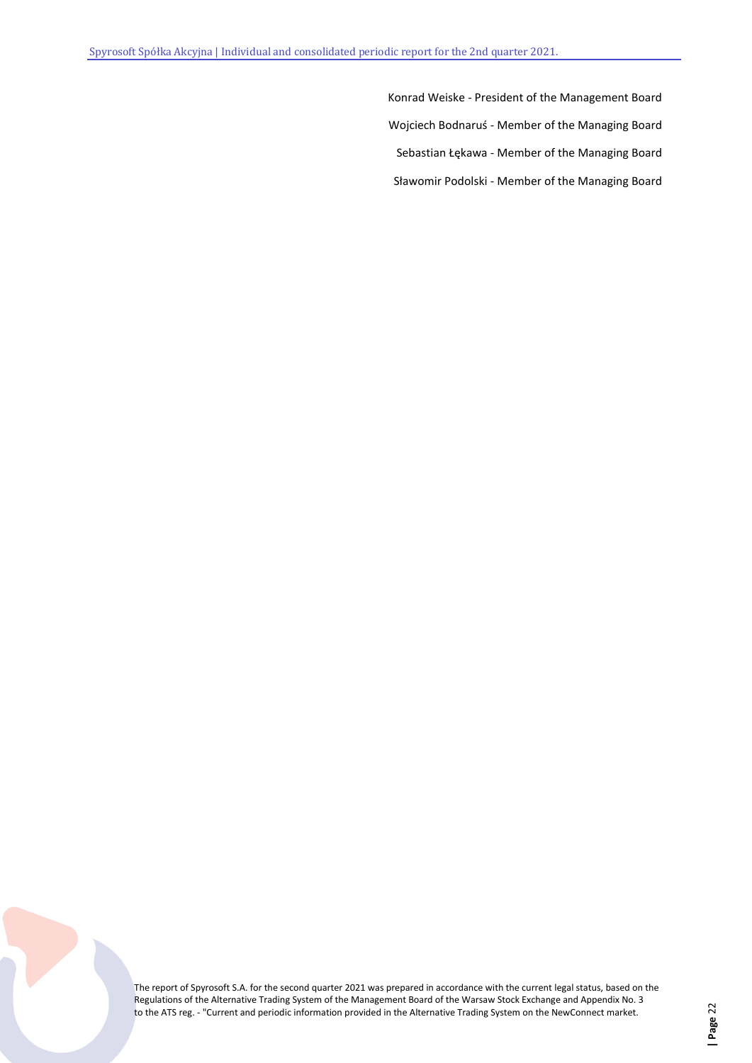Konrad Weiske - President of the Management Board

Wojciech Bodnaruś - Member of the Managing Board

Sebastian Łękawa - Member of the Managing Board

Sławomir Podolski - Member of the Managing Board

The report of Spyrosoft S.A. for the second quarter 2021 was prepared in accordance with the current legal status, based on the Regulations of the Alternative Trading System of the Management Board of the Warsaw Stock Exchange and Appendix No. 3 to the ATS reg. - "Current and periodic information provided in the Alternative Trading System on the NewConnect market.